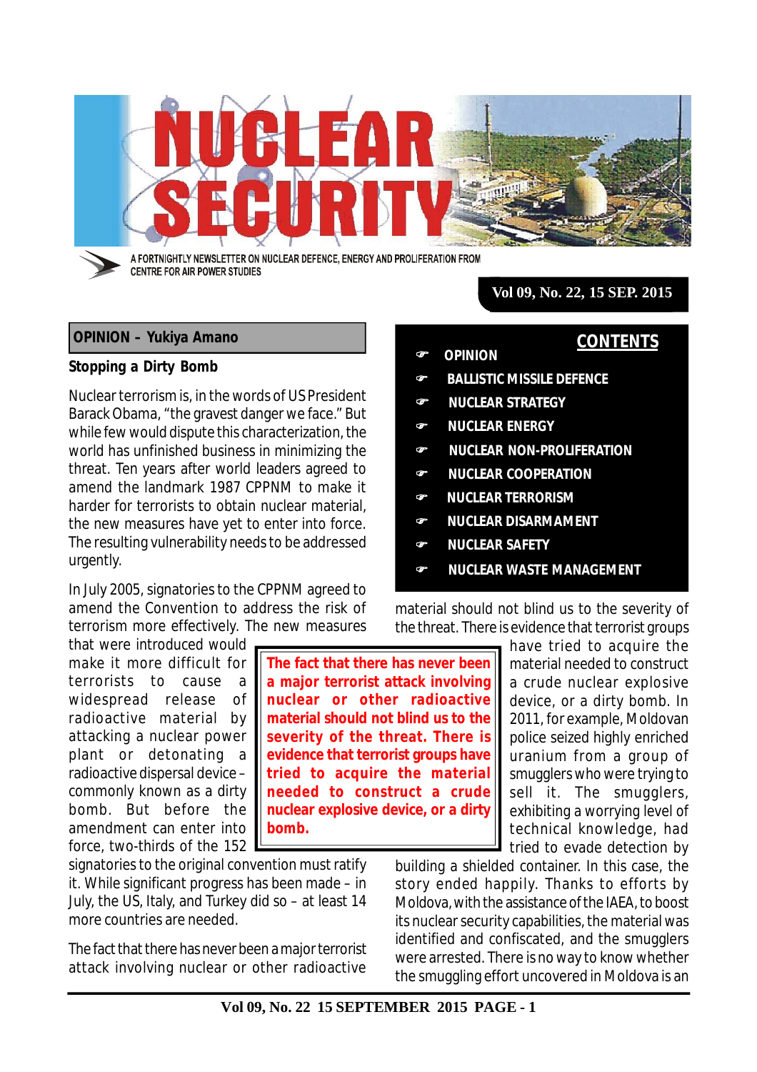# NUCLEAR SECURITY

A FORTNIGHTLY NEWSLETTER ON NUCLEAR DEFENCE, ENERGY AND PROLIFERATION FROM CENTRE FOR AIR POWER STUDIES

**Vol 09, No. 22, 15 SEP. 2015**

## CONTENTS

- OPINION
- BALLISTIC MISSILE DEFENCE
- NUCLEAR STRATEGY
- NUCLEAR ENERGY
- NUCLEAR NON-PROLIFERATION
- NUCLEAR COOPERATION
- NUCLEAR TERRORISM
- NUCLEAR DISARMAMENT
- NUCLEAR SAFETY
- NUCLEAR WASTE MANAGEMENT

## OPINION – Yukiya Amano

### Stopping a Dirty Bomb

Nuclear terrorism is, in the words of US President Barack Obama, "the gravest danger we face." But while few would dispute this characterization, the world has unfinished business in minimizing the threat. Ten years after world leaders agreed to amend the landmark 1987 CPPNM to make it harder for terrorists to obtain nuclear material, the new measures have yet to enter into force. The resulting vulnerability needs to be addressed urgently.

In July 2005, signatories to the CPPNM agreed to amend the Convention to address the risk of terrorism more effectively. The new measures that were introduced would make it more difficult for terrorists to cause a widespread release of radioactive material by attacking a nuclear power plant or detonating a radioactive dispersal device – commonly known as a dirty bomb. But before the amendment can enter into force, two-thirds of the 152 signatories to the original convention must ratify it. While significant progress has been made – in July, the US, Italy, and Turkey did so – at least 14 more countries are needed.

> **The fact that there has never been a major terrorist attack involving nuclear or other radioactive material should not blind us to the severity of the threat. There is evidence that terrorist groups have tried to acquire the material needed to construct a crude nuclear explosive device, or a dirty bomb.**

The fact that there has never been a major terrorist attack involving nuclear or other radioactive material should not blind us to the severity of the threat. There is evidence that terrorist groups have tried to acquire the material needed to construct a crude nuclear explosive device, or a dirty bomb. In 2011, for example, Moldovan police seized highly enriched uranium from a group of smugglers who were trying to sell it. The smugglers, exhibiting a worrying level of technical knowledge, had tried to evade detection by building a shielded container. In this case, the story ended happily. Thanks to efforts by Moldova, with the assistance of the IAEA, to boost its nuclear security capabilities, the material was identified and confiscated, and the smugglers were arrested. There is no way to know whether the smuggling effort uncovered in Moldova is an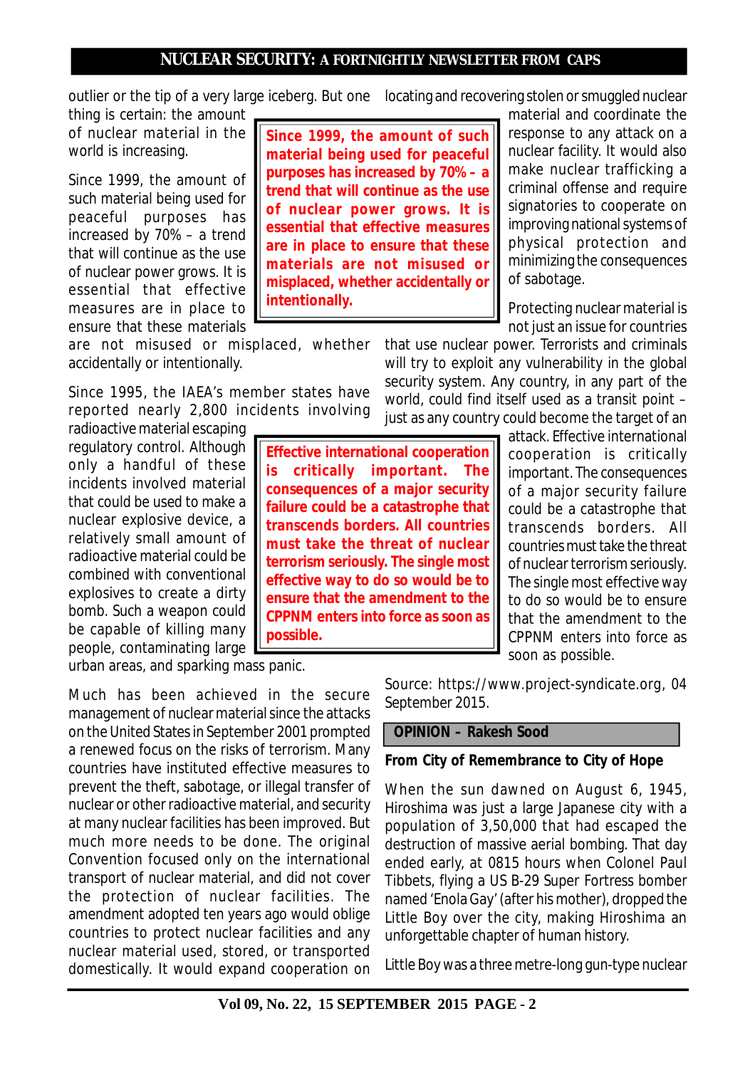outlier or the tip of a very large iceberg. But one thing is certain: the amount of nuclear material in the world is increasing.

Since 1999, the amount of such material being used for peaceful purposes has increased by 70% – a trend that will continue as the use of nuclear power grows. It is essential that effective measures are in place to ensure that these materials are not misused or misplaced, whether accidentally or intentionally.

**Since 1999, the amount of such material being used for peaceful purposes has increased by 70% – a trend that will continue as the use of nuclear power grows. It is essential that effective measures are in place to ensure that these materials are not misused or misplaced, whether accidentally or intentionally.**

Since 1995, the IAEA's member states have reported nearly 2,800 incidents involving radioactive material escaping regulatory control. Although only a handful of these incidents involved material that could be used to make a nuclear explosive device, a relatively small amount of radioactive material could be combined with conventional explosives to create a dirty bomb. Such a weapon could be capable of killing many people, contaminating large urban areas, and sparking mass panic.

Much has been achieved in the secure management of nuclear material since the attacks on the United States in September 2001 prompted a renewed focus on the risks of terrorism. Many countries have instituted effective measures to prevent the theft, sabotage, or illegal transfer of nuclear or other radioactive material, and security at many nuclear facilities has been improved. But much more needs to be done. The original Convention focused only on the international transport of nuclear material, and did not cover the protection of nuclear facilities. The amendment adopted ten years ago would oblige countries to protect nuclear facilities and any nuclear material used, stored, or transported domestically. It would expand cooperation on locating and recovering stolen or smuggled nuclear material and coordinate the response to any attack on a nuclear facility. It would also make nuclear trafficking a criminal offense and require signatories to cooperate on improving national systems of physical protection and minimizing the consequences of sabotage.

Protecting nuclear material is not just an issue for countries that use nuclear power. Terrorists and criminals will try to exploit any vulnerability in the global security system. Any country, in any part of the world, could find itself used as a transit point – just as any country could become the target of an attack. Effective international cooperation is critically important. The consequences of a major security failure could be a catastrophe that transcends borders. All countries must take the threat of nuclear terrorism seriously. The single most effective way to do so would be to ensure that the amendment to the CPPNM enters into force as soon as possible.

**Effective international cooperation is critically important. The consequences of a major security failure could be a catastrophe that transcends borders. All countries must take the threat of nuclear terrorism seriously. The single most effective way to do so would be to ensure that the amendment to the CPPNM enters into force as soon as possible.**

Source: https://www.project-syndicate.org, 04 September 2015.

## OPINION – Rakesh Sood

### From City of Remembrance to City of Hope

When the sun dawned on August 6, 1945, Hiroshima was just a large Japanese city with a population of 3,50,000 that had escaped the destruction of massive aerial bombing. That day ended early, at 0815 hours when Colonel Paul Tibbets, flying a US B-29 Super Fortress bomber named 'Enola Gay' (after his mother), dropped the Little Boy over the city, making Hiroshima an unforgettable chapter of human history.

Little Boy was a three metre-long gun-type nuclear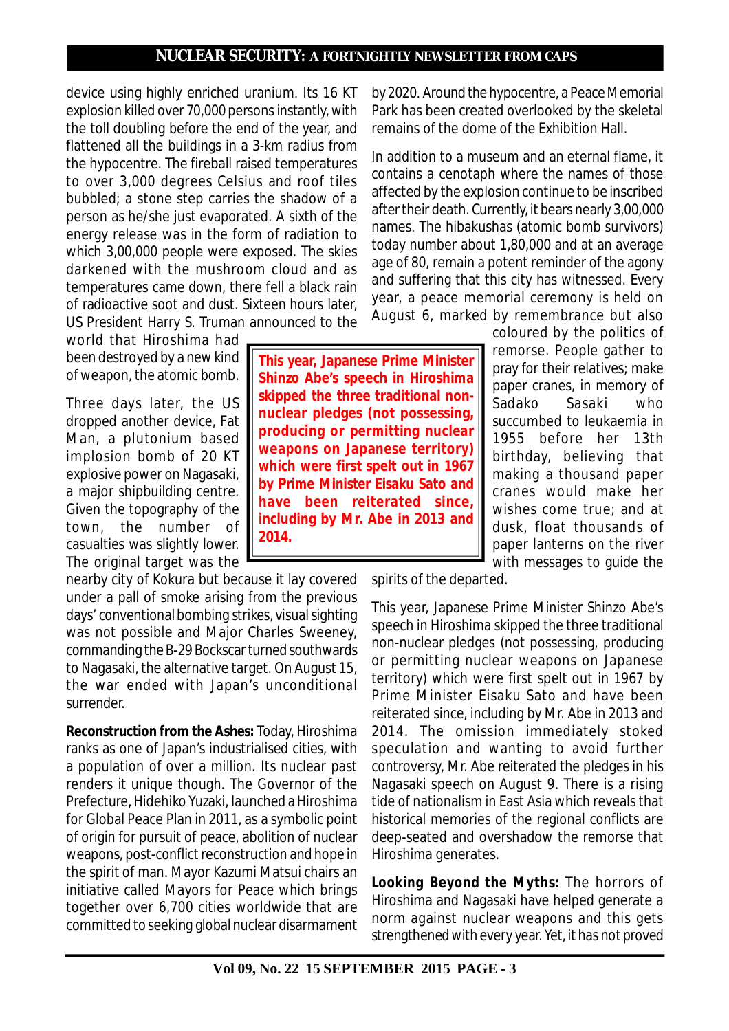device using highly enriched uranium. Its 16 KT explosion killed over 70,000 persons instantly, with the toll doubling before the end of the year, and flattened all the buildings in a 3-km radius from the hypocentre. The fireball raised temperatures to over 3,000 degrees Celsius and roof tiles bubbled; a stone step carries the shadow of a person as he/she just evaporated. A sixth of the energy release was in the form of radiation to which 3,00,000 people were exposed. The skies darkened with the mushroom cloud and as temperatures came down, there fell a black rain of radioactive soot and dust. Sixteen hours later, US President Harry S. Truman announced to the world that Hiroshima had been destroyed by a new kind of weapon, the atomic bomb.

Three days later, the US dropped another device, Fat Man, a plutonium based implosion bomb of 20 KT explosive power on Nagasaki, a major shipbuilding centre. Given the topography of the town, the number of casualties was slightly lower. The original target was the nearby city of Kokura but because it lay covered under a pall of smoke arising from the previous days' conventional bombing strikes, visual sighting was not possible and Major Charles Sweeney, commanding the B-29 Bockscar turned southwards to Nagasaki, the alternative target. On August 15, the war ended with Japan's unconditional surrender.

**Reconstruction from the Ashes:** Today, Hiroshima ranks as one of Japan's industrialised cities, with a population of over a million. Its nuclear past renders it unique though. The Governor of the Prefecture, Hidehiko Yuzaki, launched a Hiroshima for Global Peace Plan in 2011, as a symbolic point of origin for pursuit of peace, abolition of nuclear weapons, post-conflict reconstruction and hope in the spirit of man. Mayor Kazumi Matsui chairs an initiative called Mayors for Peace which brings together over 6,700 cities worldwide that are committed to seeking global nuclear disarmament by 2020. Around the hypocentre, a Peace Memorial Park has been created overlooked by the skeletal remains of the dome of the Exhibition Hall.

In addition to a museum and an eternal flame, it contains a cenotaph where the names of those affected by the explosion continue to be inscribed after their death. Currently, it bears nearly 3,00,000 names. The hibakushas (atomic bomb survivors) today number about 1,80,000 and at an average age of 80, remain a potent reminder of the agony and suffering that this city has witnessed. Every year, a peace memorial ceremony is held on August 6, marked by remembrance but also coloured by the politics of remorse. People gather to pray for their relatives; make paper cranes, in memory of Sadako Sasaki who succumbed to leukaemia in 1955 before her 13th birthday, believing that making a thousand paper cranes would make her wishes come true; and at dusk, float thousands of paper lanterns on the river with messages to guide the spirits of the departed.

> **This year, Japanese Prime Minister Shinzo Abe's speech in Hiroshima skipped the three traditional non-nuclear pledges (not possessing, producing or permitting nuclear weapons on Japanese territory) which were first spelt out in 1967 by Prime Minister Eisaku Sato and have been reiterated since, including by Mr. Abe in 2013 and 2014.**

This year, Japanese Prime Minister Shinzo Abe's speech in Hiroshima skipped the three traditional non-nuclear pledges (not possessing, producing or permitting nuclear weapons on Japanese territory) which were first spelt out in 1967 by Prime Minister Eisaku Sato and have been reiterated since, including by Mr. Abe in 2013 and 2014. The omission immediately stoked speculation and wanting to avoid further controversy, Mr. Abe reiterated the pledges in his Nagasaki speech on August 9. There is a rising tide of nationalism in East Asia which reveals that historical memories of the regional conflicts are deep-seated and overshadow the remorse that Hiroshima generates.

**Looking Beyond the Myths:** The horrors of Hiroshima and Nagasaki have helped generate a norm against nuclear weapons and this gets strengthened with every year. Yet, it has not proved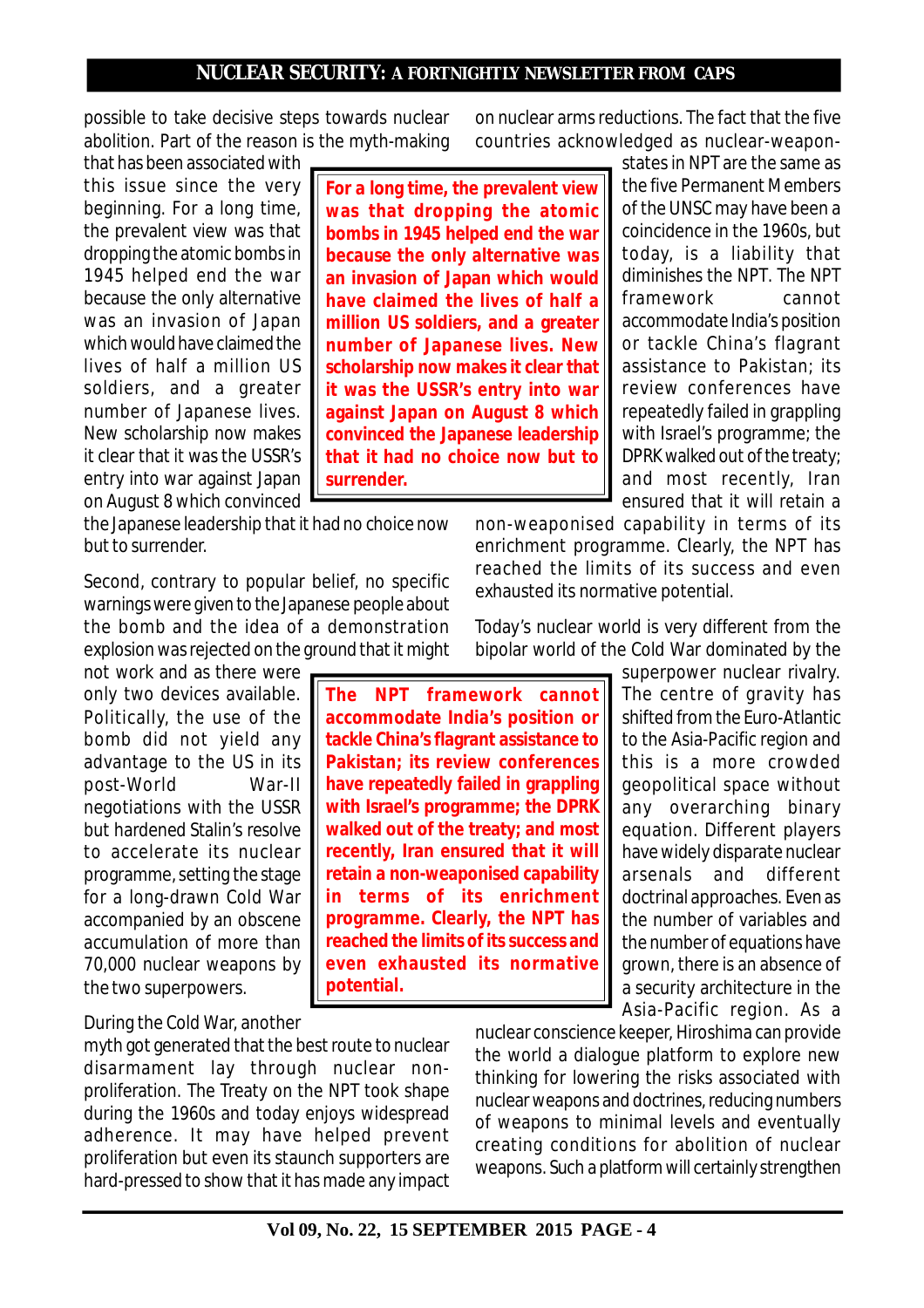possible to take decisive steps towards nuclear abolition. Part of the reason is the myth-making that has been associated with this issue since the very beginning. For a long time, the prevalent view was that dropping the atomic bombs in 1945 helped end the war because the only alternative was an invasion of Japan which would have claimed the lives of half a million US soldiers, and a greater number of Japanese lives. New scholarship now makes it clear that it was the USSR's entry into war against Japan on August 8 which convinced the Japanese leadership that it had no choice now but to surrender.

> **For a long time, the prevalent view was that dropping the atomic bombs in 1945 helped end the war because the only alternative was an invasion of Japan which would have claimed the lives of half a million US soldiers, and a greater number of Japanese lives. New scholarship now makes it clear that it was the USSR's entry into war against Japan on August 8 which convinced the Japanese leadership that it had no choice now but to surrender.**

Second, contrary to popular belief, no specific warnings were given to the Japanese people about the bomb and the idea of a demonstration explosion was rejected on the ground that it might not work and as there were only two devices available. Politically, the use of the bomb did not yield any advantage to the US in its post-World War-II negotiations with the USSR but hardened Stalin's resolve to accelerate its nuclear programme, setting the stage for a long-drawn Cold War accompanied by an obscene accumulation of more than 70,000 nuclear weapons by the two superpowers.

During the Cold War, another myth got generated that the best route to nuclear disarmament lay through nuclear non-proliferation. The Treaty on the NPT took shape during the 1960s and today enjoys widespread adherence. It may have helped prevent proliferation but even its staunch supporters are hard-pressed to show that it has made any impact on nuclear arms reductions. The fact that the five countries acknowledged as nuclear-weapon-states in NPT are the same as the five Permanent Members of the UNSC may have been a coincidence in the 1960s, but today, is a liability that diminishes the NPT. The NPT framework cannot accommodate India's position or tackle China's flagrant assistance to Pakistan; its review conferences have repeatedly failed in grappling with Israel's programme; the DPRK walked out of the treaty; and most recently, Iran ensured that it will retain a non-weaponised capability in terms of its enrichment programme. Clearly, the NPT has reached the limits of its success and even exhausted its normative potential.

> **The NPT framework cannot accommodate India's position or tackle China's flagrant assistance to Pakistan; its review conferences have repeatedly failed in grappling with Israel's programme; the DPRK walked out of the treaty; and most recently, Iran ensured that it will retain a non-weaponised capability in terms of its enrichment programme. Clearly, the NPT has reached the limits of its success and even exhausted its normative potential.**

Today's nuclear world is very different from the bipolar world of the Cold War dominated by the superpower nuclear rivalry. The centre of gravity has shifted from the Euro-Atlantic to the Asia-Pacific region and this is a more crowded geopolitical space without any overarching binary equation. Different players have widely disparate nuclear arsenals and different doctrinal approaches. Even as the number of variables and the number of equations have grown, there is an absence of a security architecture in the Asia-Pacific region. As a nuclear conscience keeper, Hiroshima can provide the world a dialogue platform to explore new thinking for lowering the risks associated with nuclear weapons and doctrines, reducing numbers of weapons to minimal levels and eventually creating conditions for abolition of nuclear weapons. Such a platform will certainly strengthen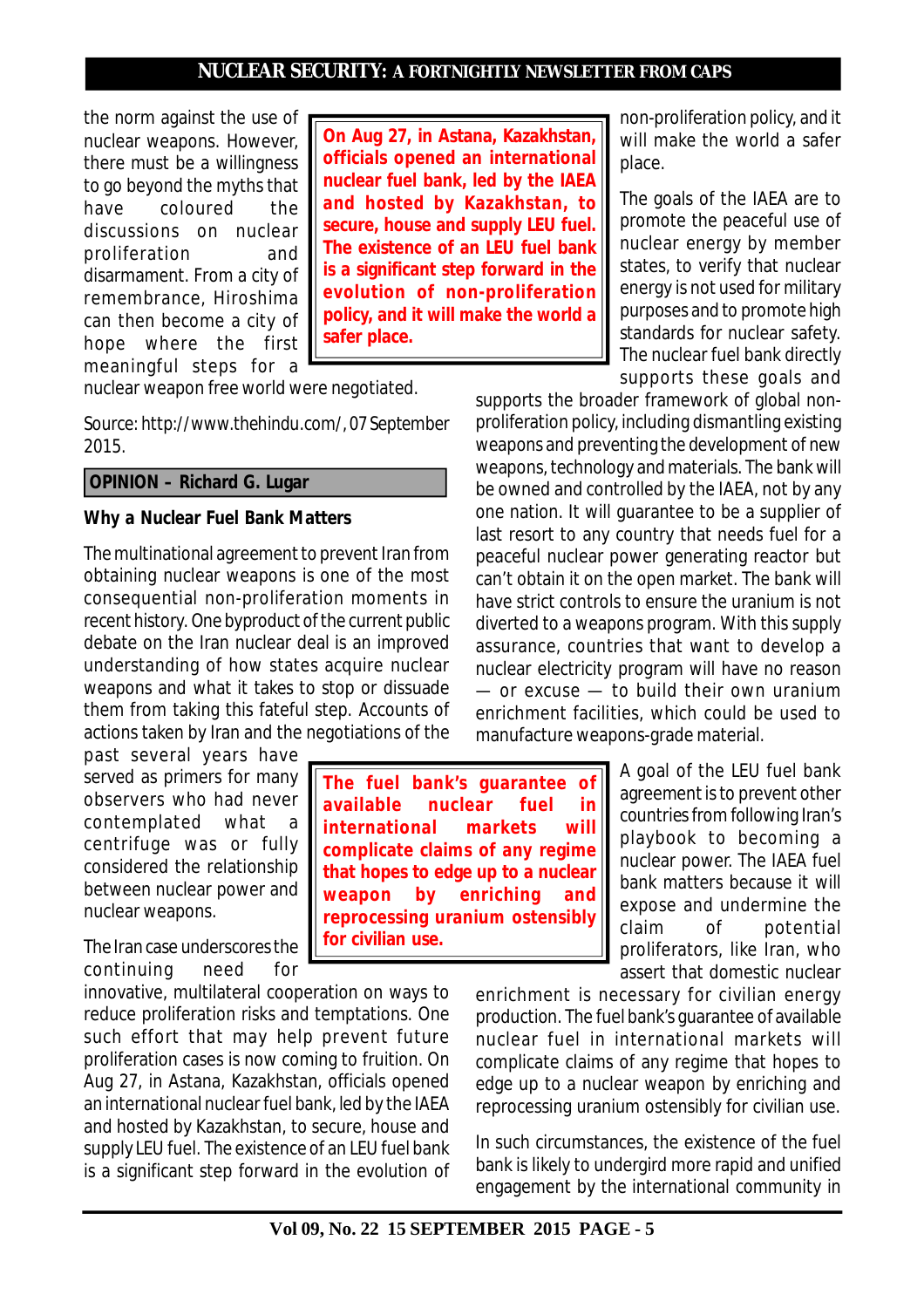the norm against the use of nuclear weapons. However, there must be a willingness to go beyond the myths that have coloured the discussions on nuclear proliferation and disarmament. From a city of remembrance, Hiroshima can then become a city of hope where the first meaningful steps for a nuclear weapon free world were negotiated.

Source: http://www.thehindu.com/, 07 September 2015.

**OPINION – Richard G. Lugar**

**Why a Nuclear Fuel Bank Matters**

The multinational agreement to prevent Iran from obtaining nuclear weapons is one of the most consequential non-proliferation moments in recent history. One byproduct of the current public debate on the Iran nuclear deal is an improved understanding of how states acquire nuclear weapons and what it takes to stop or dissuade them from taking this fateful step. Accounts of actions taken by Iran and the negotiations of the past several years have served as primers for many observers who had never contemplated what a centrifuge was or fully considered the relationship between nuclear power and nuclear weapons.

The Iran case underscores the continuing need for innovative, multilateral cooperation on ways to reduce proliferation risks and temptations. One such effort that may help prevent future proliferation cases is now coming to fruition. On Aug 27, in Astana, Kazakhstan, officials opened an international nuclear fuel bank, led by the IAEA and hosted by Kazakhstan, to secure, house and supply LEU fuel. The existence of an LEU fuel bank is a significant step forward in the evolution of non-proliferation policy, and it will make the world a safer place.

> **On Aug 27, in Astana, Kazakhstan, officials opened an international nuclear fuel bank, led by the IAEA and hosted by Kazakhstan, to secure, house and supply LEU fuel. The existence of an LEU fuel bank is a significant step forward in the evolution of non-proliferation policy, and it will make the world a safer place.**

The goals of the IAEA are to promote the peaceful use of nuclear energy by member states, to verify that nuclear energy is not used for military purposes and to promote high standards for nuclear safety. The nuclear fuel bank directly supports these goals and supports the broader framework of global non-proliferation policy, including dismantling existing weapons and preventing the development of new weapons, technology and materials. The bank will be owned and controlled by the IAEA, not by any one nation. It will guarantee to be a supplier of last resort to any country that needs fuel for a peaceful nuclear power generating reactor but can't obtain it on the open market. The bank will have strict controls to ensure the uranium is not diverted to a weapons program. With this supply assurance, countries that want to develop a nuclear electricity program will have no reason — or excuse — to build their own uranium enrichment facilities, which could be used to manufacture weapons-grade material.

> **The fuel bank's guarantee of available nuclear fuel in international markets will complicate claims of any regime that hopes to edge up to a nuclear weapon by enriching and reprocessing uranium ostensibly for civilian use.**

A goal of the LEU fuel bank agreement is to prevent other countries from following Iran's playbook to becoming a nuclear power. The IAEA fuel bank matters because it will expose and undermine the claim of potential proliferators, like Iran, who assert that domestic nuclear enrichment is necessary for civilian energy production. The fuel bank's guarantee of available nuclear fuel in international markets will complicate claims of any regime that hopes to edge up to a nuclear weapon by enriching and reprocessing uranium ostensibly for civilian use.

In such circumstances, the existence of the fuel bank is likely to undergird more rapid and unified engagement by the international community in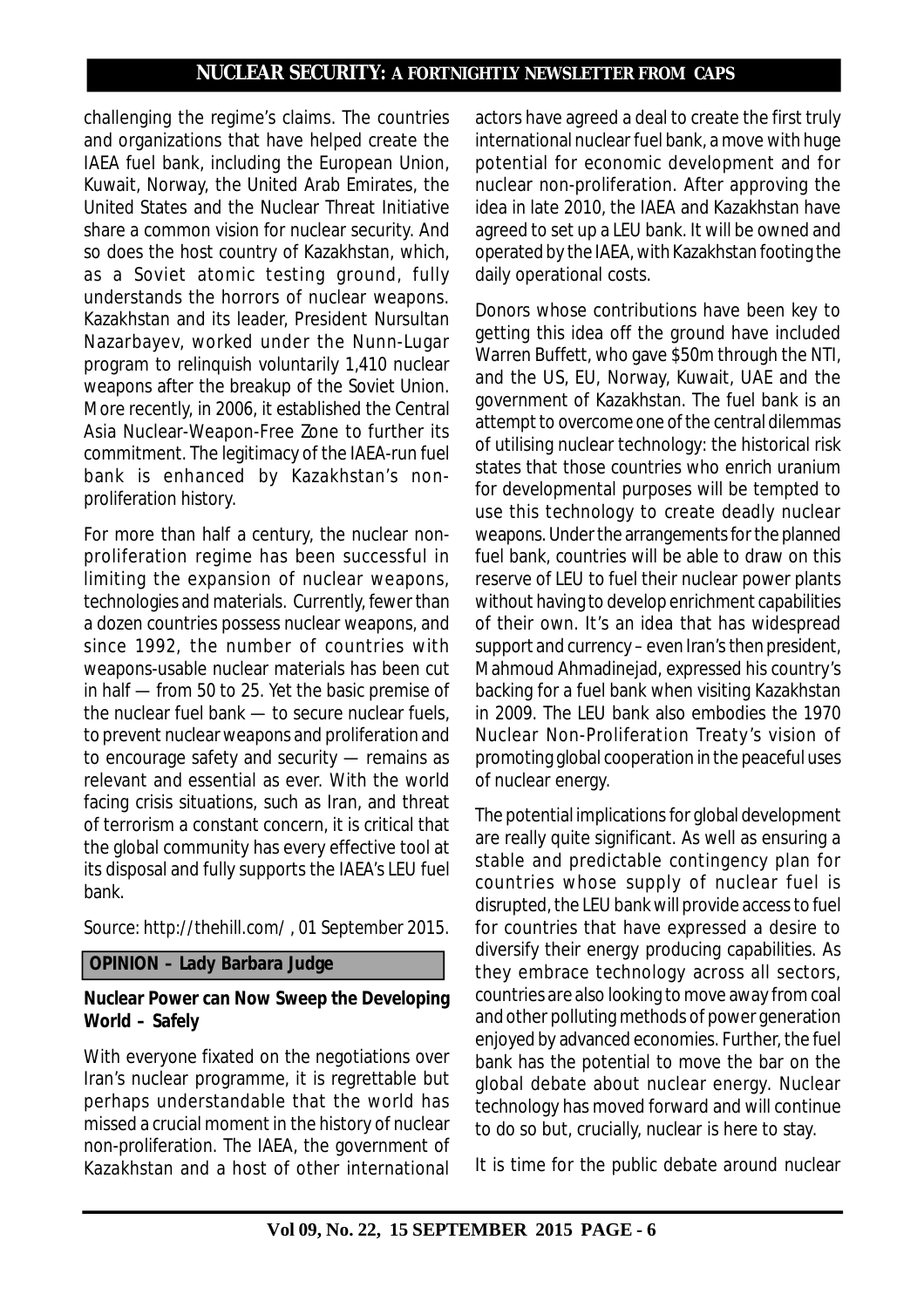challenging the regime's claims. The countries and organizations that have helped create the IAEA fuel bank, including the European Union, Kuwait, Norway, the United Arab Emirates, the United States and the Nuclear Threat Initiative share a common vision for nuclear security. And so does the host country of Kazakhstan, which, as a Soviet atomic testing ground, fully understands the horrors of nuclear weapons. Kazakhstan and its leader, President Nursultan Nazarbayev, worked under the Nunn-Lugar program to relinquish voluntarily 1,410 nuclear weapons after the breakup of the Soviet Union. More recently, in 2006, it established the Central Asia Nuclear-Weapon-Free Zone to further its commitment. The legitimacy of the IAEA-run fuel bank is enhanced by Kazakhstan's non-proliferation history.

For more than half a century, the nuclear non-proliferation regime has been successful in limiting the expansion of nuclear weapons, technologies and materials. Currently, fewer than a dozen countries possess nuclear weapons, and since 1992, the number of countries with weapons-usable nuclear materials has been cut in half — from 50 to 25. Yet the basic premise of the nuclear fuel bank — to secure nuclear fuels, to prevent nuclear weapons and proliferation and to encourage safety and security — remains as relevant and essential as ever. With the world facing crisis situations, such as Iran, and threat of terrorism a constant concern, it is critical that the global community has every effective tool at its disposal and fully supports the IAEA's LEU fuel bank.

Source: http://thehill.com/ , 01 September 2015.

**OPINION – Lady Barbara Judge**

**Nuclear Power can Now Sweep the Developing World – Safely**

With everyone fixated on the negotiations over Iran's nuclear programme, it is regrettable but perhaps understandable that the world has missed a crucial moment in the history of nuclear non-proliferation. The IAEA, the government of Kazakhstan and a host of other international actors have agreed a deal to create the first truly international nuclear fuel bank, a move with huge potential for economic development and for nuclear non-proliferation. After approving the idea in late 2010, the IAEA and Kazakhstan have agreed to set up a LEU bank. It will be owned and operated by the IAEA, with Kazakhstan footing the daily operational costs.

Donors whose contributions have been key to getting this idea off the ground have included Warren Buffett, who gave $50m through the NTI, and the US, EU, Norway, Kuwait, UAE and the government of Kazakhstan. The fuel bank is an attempt to overcome one of the central dilemmas of utilising nuclear technology: the historical risk states that those countries who enrich uranium for developmental purposes will be tempted to use this technology to create deadly nuclear weapons. Under the arrangements for the planned fuel bank, countries will be able to draw on this reserve of LEU to fuel their nuclear power plants without having to develop enrichment capabilities of their own. It's an idea that has widespread support and currency – even Iran's then president, Mahmoud Ahmadinejad, expressed his country's backing for a fuel bank when visiting Kazakhstan in 2009. The LEU bank also embodies the 1970 Nuclear Non-Proliferation Treaty's vision of promoting global cooperation in the peaceful uses of nuclear energy.

The potential implications for global development are really quite significant. As well as ensuring a stable and predictable contingency plan for countries whose supply of nuclear fuel is disrupted, the LEU bank will provide access to fuel for countries that have expressed a desire to diversify their energy producing capabilities. As they embrace technology across all sectors, countries are also looking to move away from coal and other polluting methods of power generation enjoyed by advanced economies. Further, the fuel bank has the potential to move the bar on the global debate about nuclear energy. Nuclear technology has moved forward and will continue to do so but, crucially, nuclear is here to stay.

It is time for the public debate around nuclear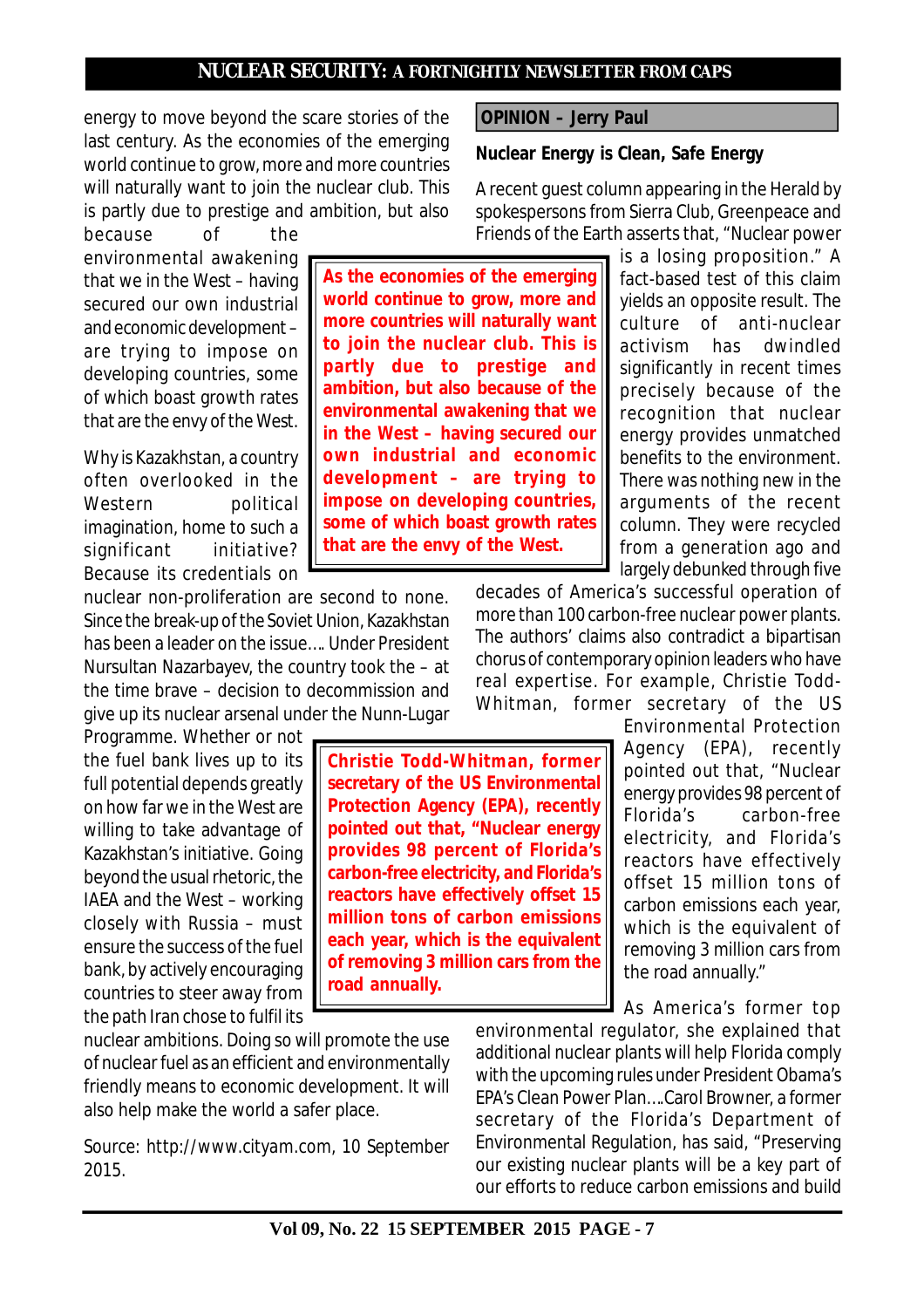energy to move beyond the scare stories of the last century. As the economies of the emerging world continue to grow, more and more countries will naturally want to join the nuclear club. This is partly due to prestige and ambition, but also because of the environmental awakening that we in the West – having secured our own industrial and economic development – are trying to impose on developing countries, some of which boast growth rates that are the envy of the West.

**As the economies of the emerging world continue to grow, more and more countries will naturally want to join the nuclear club. This is partly due to prestige and ambition, but also because of the environmental awakening that we in the West – having secured our own industrial and economic development – are trying to impose on developing countries, some of which boast growth rates that are the envy of the West.**

Why is Kazakhstan, a country often overlooked in the Western political imagination, home to such a significant initiative? Because its credentials on nuclear non-proliferation are second to none. Since the break-up of the Soviet Union, Kazakhstan has been a leader on the issue.... Under President Nursultan Nazarbayev, the country took the – at the time brave – decision to decommission and give up its nuclear arsenal under the Nunn-Lugar Programme. Whether or not the fuel bank lives up to its full potential depends greatly on how far we in the West are willing to take advantage of Kazakhstan's initiative. Going beyond the usual rhetoric, the IAEA and the West – working closely with Russia – must ensure the success of the fuel bank, by actively encouraging countries to steer away from the path Iran chose to fulfil its nuclear ambitions. Doing so will promote the use of nuclear fuel as an efficient and environmentally friendly means to economic development. It will also help make the world a safer place.

Source: http://www.cityam.com, 10 September 2015.

## OPINION – Jerry Paul

### Nuclear Energy is Clean, Safe Energy

A recent guest column appearing in the Herald by spokespersons from Sierra Club, Greenpeace and Friends of the Earth asserts that, "Nuclear power is a losing proposition." A fact-based test of this claim yields an opposite result. The culture of anti-nuclear activism has dwindled significantly in recent times precisely because of the recognition that nuclear energy provides unmatched benefits to the environment. There was nothing new in the arguments of the recent column. They were recycled from a generation ago and largely debunked through five decades of America's successful operation of more than 100 carbon-free nuclear power plants. The authors' claims also contradict a bipartisan chorus of contemporary opinion leaders who have real expertise. For example, Christie Todd-Whitman, former secretary of the US Environmental Protection Agency (EPA), recently pointed out that, "Nuclear energy provides 98 percent of Florida's carbon-free electricity, and Florida's reactors have effectively offset 15 million tons of carbon emissions each year, which is the equivalent of removing 3 million cars from the road annually."

**Christie Todd-Whitman, former secretary of the US Environmental Protection Agency (EPA), recently pointed out that, "Nuclear energy provides 98 percent of Florida's carbon-free electricity, and Florida's reactors have effectively offset 15 million tons of carbon emissions each year, which is the equivalent of removing 3 million cars from the road annually.**

As America's former top environmental regulator, she explained that additional nuclear plants will help Florida comply with the upcoming rules under President Obama's EPA's Clean Power Plan....Carol Browner, a former secretary of the Florida's Department of Environmental Regulation, has said, "Preserving our existing nuclear plants will be a key part of our efforts to reduce carbon emissions and build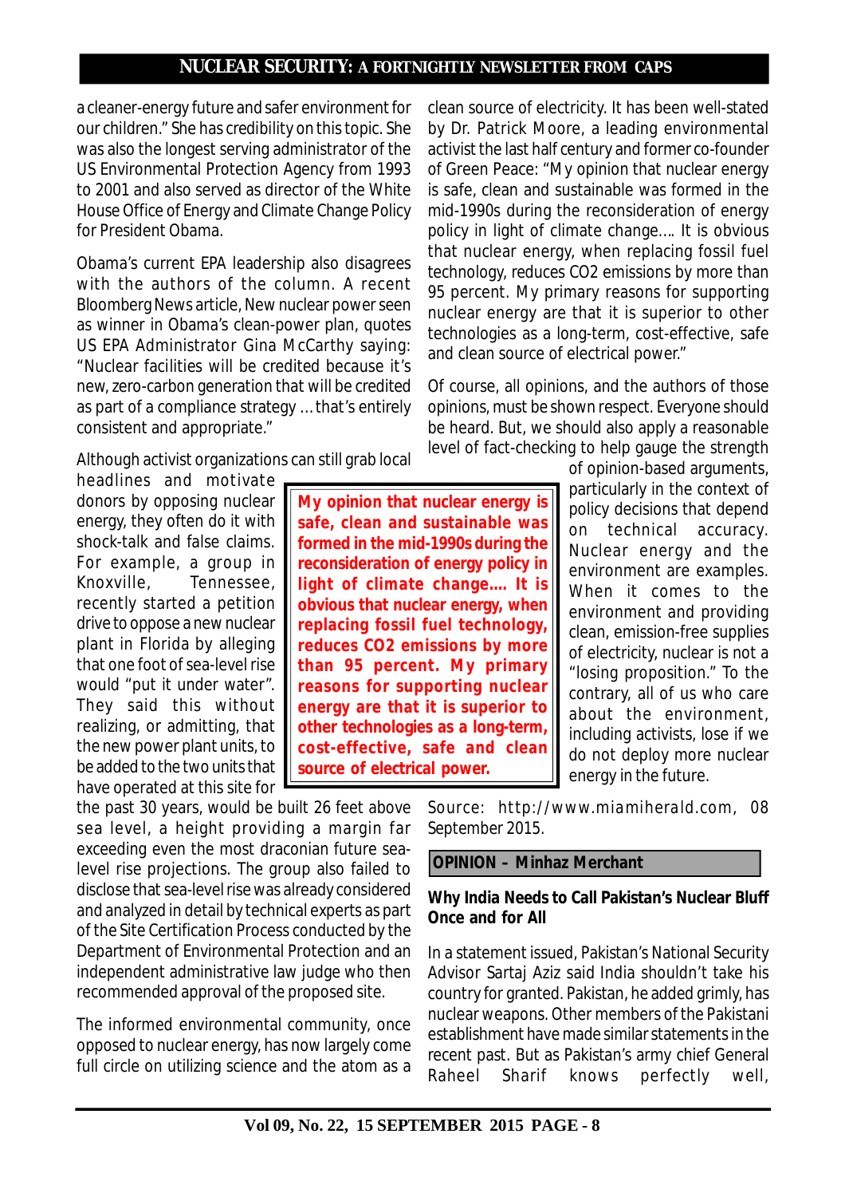a cleaner-energy future and safer environment for our children." She has credibility on this topic. She was also the longest serving administrator of the US Environmental Protection Agency from 1993 to 2001 and also served as director of the White House Office of Energy and Climate Change Policy for President Obama.

Obama's current EPA leadership also disagrees with the authors of the column. A recent Bloomberg News article, New nuclear power seen as winner in Obama's clean-power plan, quotes US EPA Administrator Gina McCarthy saying: "Nuclear facilities will be credited because it's new, zero-carbon generation that will be credited as part of a compliance strategy ... that's entirely consistent and appropriate."

Although activist organizations can still grab local headlines and motivate donors by opposing nuclear energy, they often do it with shock-talk and false claims. For example, a group in Knoxville, Tennessee, recently started a petition drive to oppose a new nuclear plant in Florida by alleging that one foot of sea-level rise would "put it under water". They said this without realizing, or admitting, that the new power plant units, to be added to the two units that have operated at this site for the past 30 years, would be built 26 feet above sea level, a height providing a margin far exceeding even the most draconian future sea-level rise projections. The group also failed to disclose that sea-level rise was already considered and analyzed in detail by technical experts as part of the Site Certification Process conducted by the Department of Environmental Protection and an independent administrative law judge who then recommended approval of the proposed site.

The informed environmental community, once opposed to nuclear energy, has now largely come full circle on utilizing science and the atom as a clean source of electricity. It has been well-stated by Dr. Patrick Moore, a leading environmental activist the last half century and former co-founder of Green Peace: "My opinion that nuclear energy is safe, clean and sustainable was formed in the mid-1990s during the reconsideration of energy policy in light of climate change.... It is obvious that nuclear energy, when replacing fossil fuel technology, reduces CO2 emissions by more than 95 percent. My primary reasons for supporting nuclear energy are that it is superior to other technologies as a long-term, cost-effective, safe and clean source of electrical power."

> **My opinion that nuclear energy is safe, clean and sustainable was formed in the mid-1990s during the reconsideration of energy policy in light of climate change.... It is obvious that nuclear energy, when replacing fossil fuel technology, reduces CO2 emissions by more than 95 percent. My primary reasons for supporting nuclear energy are that it is superior to other technologies as a long-term, cost-effective, safe and clean source of electrical power.**

Of course, all opinions, and the authors of those opinions, must be shown respect. Everyone should be heard. But, we should also apply a reasonable level of fact-checking to help gauge the strength of opinion-based arguments, particularly in the context of policy decisions that depend on technical accuracy. Nuclear energy and the environment are examples. When it comes to the environment and providing clean, emission-free supplies of electricity, nuclear is not a "losing proposition." To the contrary, all of us who care about the environment, including activists, lose if we do not deploy more nuclear energy in the future.

Source: http://www.miamiherald.com, 08 September 2015.

**OPINION – Minhaz Merchant**

### Why India Needs to Call Pakistan's Nuclear Bluff Once and for All

In a statement issued, Pakistan's National Security Advisor Sartaj Aziz said India shouldn't take his country for granted. Pakistan, he added grimly, has nuclear weapons. Other members of the Pakistani establishment have made similar statements in the recent past. But as Pakistan's army chief General Raheel Sharif knows perfectly well,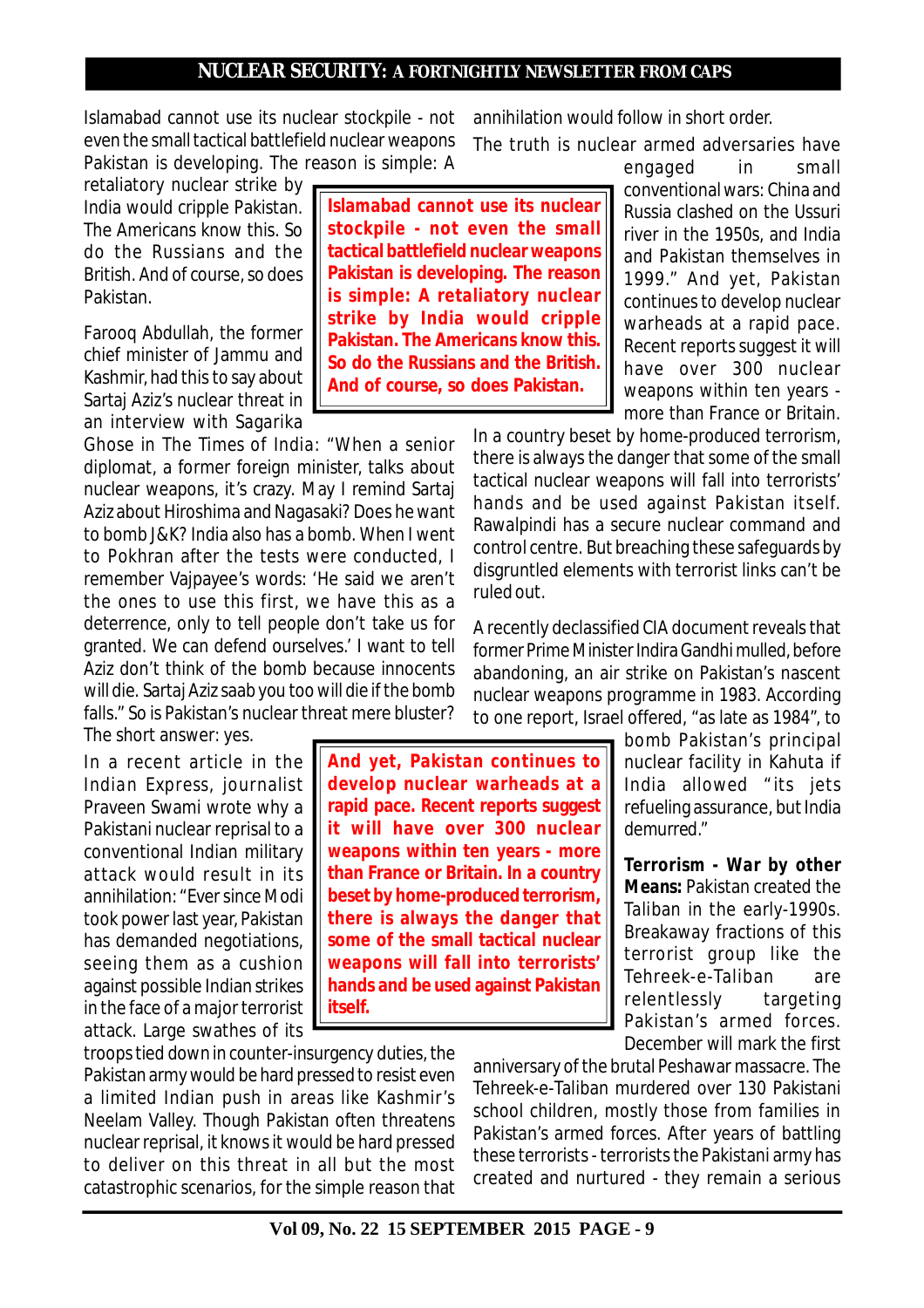Islamabad cannot use its nuclear stockpile - not even the small tactical battlefield nuclear weapons Pakistan is developing. The reason is simple: A retaliatory nuclear strike by India would cripple Pakistan. The Americans know this. So do the Russians and the British. And of course, so does Pakistan.

> **Islamabad cannot use its nuclear stockpile - not even the small tactical battlefield nuclear weapons Pakistan is developing. The reason is simple: A retaliatory nuclear strike by India would cripple Pakistan. The Americans know this. So do the Russians and the British. And of course, so does Pakistan.**

Farooq Abdullah, the former chief minister of Jammu and Kashmir, had this to say about Sartaj Aziz's nuclear threat in an interview with Sagarika Ghose in The Times of India: "When a senior diplomat, a former foreign minister, talks about nuclear weapons, it's crazy. May I remind Sartaj Aziz about Hiroshima and Nagasaki? Does he want to bomb J&K? India also has a bomb. When I went to Pokhran after the tests were conducted, I remember Vajpayee's words: 'He said we aren't the ones to use this first, we have this as a deterrence, only to tell people don't take us for granted. We can defend ourselves.' I want to tell Aziz don't think of the bomb because innocents will die. Sartaj Aziz saab you too will die if the bomb falls." So is Pakistan's nuclear threat mere bluster? The short answer: yes.

In a recent article in the Indian Express, journalist Praveen Swami wrote why a Pakistani nuclear reprisal to a conventional Indian military attack would result in its annihilation: "Ever since Modi took power last year, Pakistan has demanded negotiations, seeing them as a cushion against possible Indian strikes in the face of a major terrorist attack. Large swathes of its troops tied down in counter-insurgency duties, the Pakistan army would be hard pressed to resist even a limited Indian push in areas like Kashmir's Neelam Valley. Though Pakistan often threatens nuclear reprisal, it knows it would be hard pressed to deliver on this threat in all but the most catastrophic scenarios, for the simple reason that annihilation would follow in short order.

> **And yet, Pakistan continues to develop nuclear warheads at a rapid pace. Recent reports suggest it will have over 300 nuclear weapons within ten years - more than France or Britain. In a country beset by home-produced terrorism, there is always the danger that some of the small tactical nuclear weapons will fall into terrorists' hands and be used against Pakistan itself.**

The truth is nuclear armed adversaries have engaged in small conventional wars: China and Russia clashed on the Ussuri river in the 1950s, and India and Pakistan themselves in 1999." And yet, Pakistan continues to develop nuclear warheads at a rapid pace. Recent reports suggest it will have over 300 nuclear weapons within ten years - more than France or Britain. In a country beset by home-produced terrorism, there is always the danger that some of the small tactical nuclear weapons will fall into terrorists' hands and be used against Pakistan itself. Rawalpindi has a secure nuclear command and control centre. But breaching these safeguards by disgruntled elements with terrorist links can't be ruled out.

A recently declassified CIA document reveals that former Prime Minister Indira Gandhi mulled, before abandoning, an air strike on Pakistan's nascent nuclear weapons programme in 1983. According to one report, Israel offered, "as late as 1984", to bomb Pakistan's principal nuclear facility in Kahuta if India allowed "its jets refueling assurance, but India demurred."

**Terrorism - War by other Means:** Pakistan created the Taliban in the early-1990s. Breakaway fractions of this terrorist group like the Tehreek-e-Taliban are relentlessly targeting Pakistan's armed forces. December will mark the first anniversary of the brutal Peshawar massacre. The Tehreek-e-Taliban murdered over 130 Pakistani school children, mostly those from families in Pakistan's armed forces. After years of battling these terrorists - terrorists the Pakistani army has created and nurtured - they remain a serious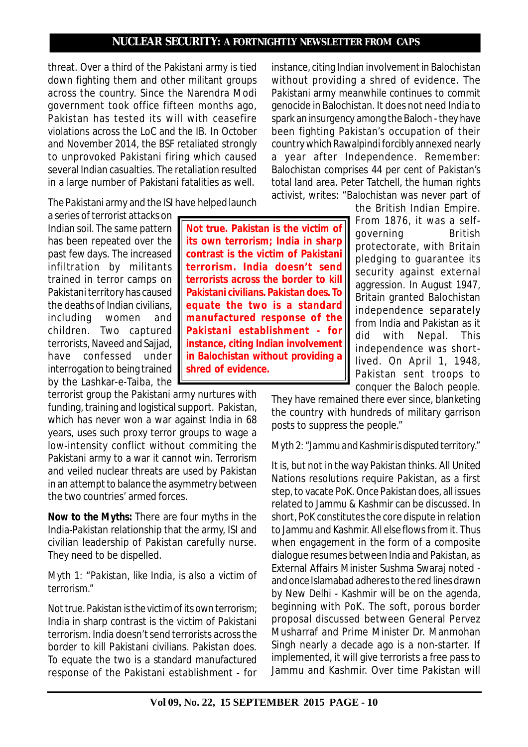threat. Over a third of the Pakistani army is tied down fighting them and other militant groups across the country. Since the Narendra Modi government took office fifteen months ago, Pakistan has tested its will with ceasefire violations across the LoC and the IB. In October and November 2014, the BSF retaliated strongly to unprovoked Pakistani firing which caused several Indian casualties. The retaliation resulted in a large number of Pakistani fatalities as well.

The Pakistani army and the ISI have helped launch a series of terrorist attacks on Indian soil. The same pattern has been repeated over the past few days. The increased infiltration by militants trained in terror camps on Pakistani territory has caused the deaths of Indian civilians, including women and children. Two captured terrorists, Naveed and Sajjad, have confessed under interrogation to being trained by the Lashkar-e-Taiba, the terrorist group the Pakistani army nurtures with funding, training and logistical support. Pakistan, which has never won a war against India in 68 years, uses such proxy terror groups to wage a low-intensity conflict without commiting the Pakistani army to a war it cannot win. Terrorism and veiled nuclear threats are used by Pakistan in an attempt to balance the asymmetry between the two countries' armed forces.

> **Not true. Pakistan is the victim of its own terrorism; India in sharp contrast is the victim of Pakistani terrorism. India doesn't send terrorists across the border to kill Pakistani civilians. Pakistan does. To equate the two is a standard manufactured response of the Pakistani establishment - for instance, citing Indian involvement in Balochistan without providing a shred of evidence.**

**Now to the Myths:** There are four myths in the India-Pakistan relationship that the army, ISI and civilian leadership of Pakistan carefully nurse. They need to be dispelled.

Myth 1: "Pakistan, like India, is also a victim of terrorism."

Not true. Pakistan is the victim of its own terrorism; India in sharp contrast is the victim of Pakistani terrorism. India doesn't send terrorists across the border to kill Pakistani civilians. Pakistan does. To equate the two is a standard manufactured response of the Pakistani establishment - for instance, citing Indian involvement in Balochistan without providing a shred of evidence. The Pakistani army meanwhile continues to commit genocide in Balochistan. It does not need India to spark an insurgency among the Baloch - they have been fighting Pakistan's occupation of their country which Rawalpindi forcibly annexed nearly a year after Independence. Remember: Balochistan comprises 44 per cent of Pakistan's total land area. Peter Tatchell, the human rights activist, writes: "Balochistan was never part of the British Indian Empire. From 1876, it was a self-governing British protectorate, with Britain pledging to guarantee its security against external aggression. In August 1947, Britain granted Balochistan independence separately from India and Pakistan as it did with Nepal. This independence was short-lived. On April 1, 1948, Pakistan sent troops to conquer the Baloch people. They have remained there ever since, blanketing the country with hundreds of military garrison posts to suppress the people."

Myth 2: "Jammu and Kashmir is disputed territory."

It is, but not in the way Pakistan thinks. All United Nations resolutions require Pakistan, as a first step, to vacate PoK. Once Pakistan does, all issues related to Jammu & Kashmir can be discussed. In short, PoK constitutes the core dispute in relation to Jammu and Kashmir. All else flows from it. Thus when engagement in the form of a composite dialogue resumes between India and Pakistan, as External Affairs Minister Sushma Swaraj noted - and once Islamabad adheres to the red lines drawn by New Delhi - Kashmir will be on the agenda, beginning with PoK. The soft, porous border proposal discussed between General Pervez Musharraf and Prime Minister Dr. Manmohan Singh nearly a decade ago is a non-starter. If implemented, it will give terrorists a free pass to Jammu and Kashmir. Over time Pakistan will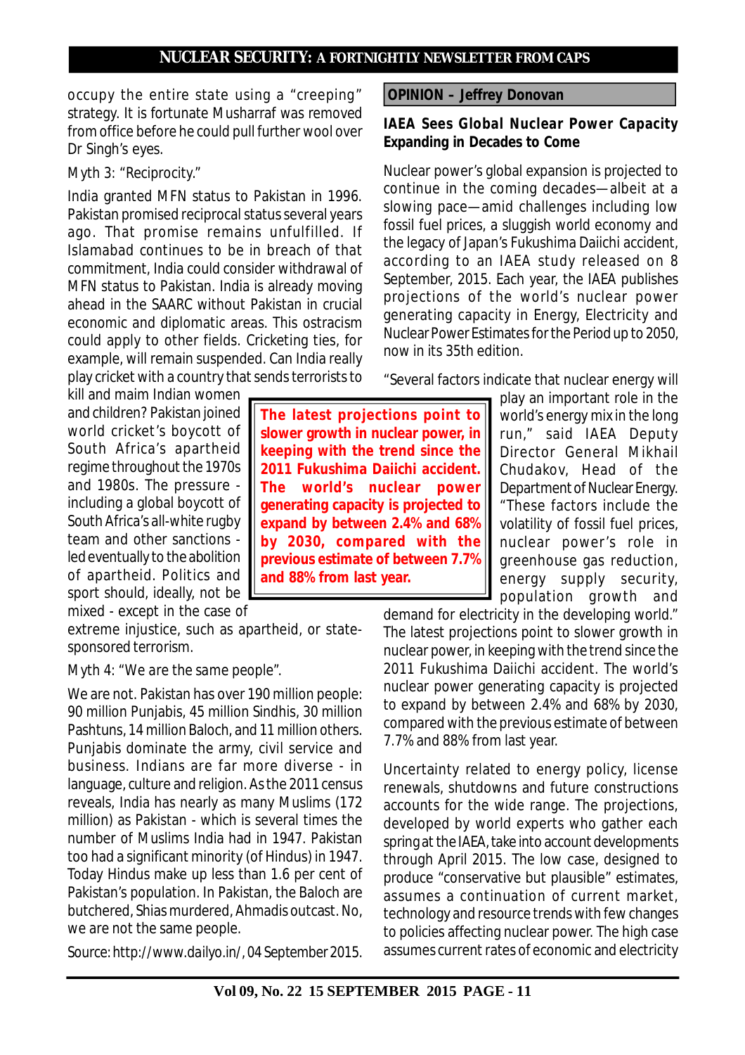occupy the entire state using a "creeping" strategy. It is fortunate Musharraf was removed from office before he could pull further wool over Dr Singh's eyes.

Myth 3: "Reciprocity."

India granted MFN status to Pakistan in 1996. Pakistan promised reciprocal status several years ago. That promise remains unfulfilled. If Islamabad continues to be in breach of that commitment, India could consider withdrawal of MFN status to Pakistan. India is already moving ahead in the SAARC without Pakistan in crucial economic and diplomatic areas. This ostracism could apply to other fields. Cricketing ties, for example, will remain suspended. Can India really play cricket with a country that sends terrorists to kill and maim Indian women and children? Pakistan joined world cricket's boycott of South Africa's apartheid regime throughout the 1970s and 1980s. The pressure - including a global boycott of South Africa's all-white rugby team and other sanctions - led eventually to the abolition of apartheid. Politics and sport should, ideally, not be mixed - except in the case of extreme injustice, such as apartheid, or state-sponsored terrorism.

Myth 4: "We are the same people".

We are not. Pakistan has over 190 million people: 90 million Punjabis, 45 million Sindhis, 30 million Pashtuns, 14 million Baloch, and 11 million others. Punjabis dominate the army, civil service and business. Indians are far more diverse - in language, culture and religion. As the 2011 census reveals, India has nearly as many Muslims (172 million) as Pakistan - which is several times the number of Muslims India had in 1947. Pakistan too had a significant minority (of Hindus) in 1947. Today Hindus make up less than 1.6 per cent of Pakistan's population. In Pakistan, the Baloch are butchered, Shias murdered, Ahmadis outcast. No, we are not the same people.

Source: http://www.dailyo.in/, 04 September 2015.

**OPINION – Jeffrey Donovan**

## IAEA Sees Global Nuclear Power Capacity Expanding in Decades to Come

Nuclear power's global expansion is projected to continue in the coming decades—albeit at a slowing pace—amid challenges including low fossil fuel prices, a sluggish world economy and the legacy of Japan's Fukushima Daiichi accident, according to an IAEA study released on 8 September, 2015. Each year, the IAEA publishes projections of the world's nuclear power generating capacity in Energy, Electricity and Nuclear Power Estimates for the Period up to 2050, now in its 35th edition.

**The latest projections point to slower growth in nuclear power, in keeping with the trend since the 2011 Fukushima Daiichi accident. The world's nuclear power generating capacity is projected to expand by between 2.4% and 68% by 2030, compared with the previous estimate of between 7.7% and 88% from last year.**

"Several factors indicate that nuclear energy will play an important role in the world's energy mix in the long run," said IAEA Deputy Director General Mikhail Chudakov, Head of the Department of Nuclear Energy. "These factors include the volatility of fossil fuel prices, nuclear power's role in greenhouse gas reduction, energy supply security, population growth and demand for electricity in the developing world." The latest projections point to slower growth in nuclear power, in keeping with the trend since the 2011 Fukushima Daiichi accident. The world's nuclear power generating capacity is projected to expand by between 2.4% and 68% by 2030, compared with the previous estimate of between 7.7% and 88% from last year.

Uncertainty related to energy policy, license renewals, shutdowns and future constructions accounts for the wide range. The projections, developed by world experts who gather each spring at the IAEA, take into account developments through April 2015. The low case, designed to produce "conservative but plausible" estimates, assumes a continuation of current market, technology and resource trends with few changes to policies affecting nuclear power. The high case assumes current rates of economic and electricity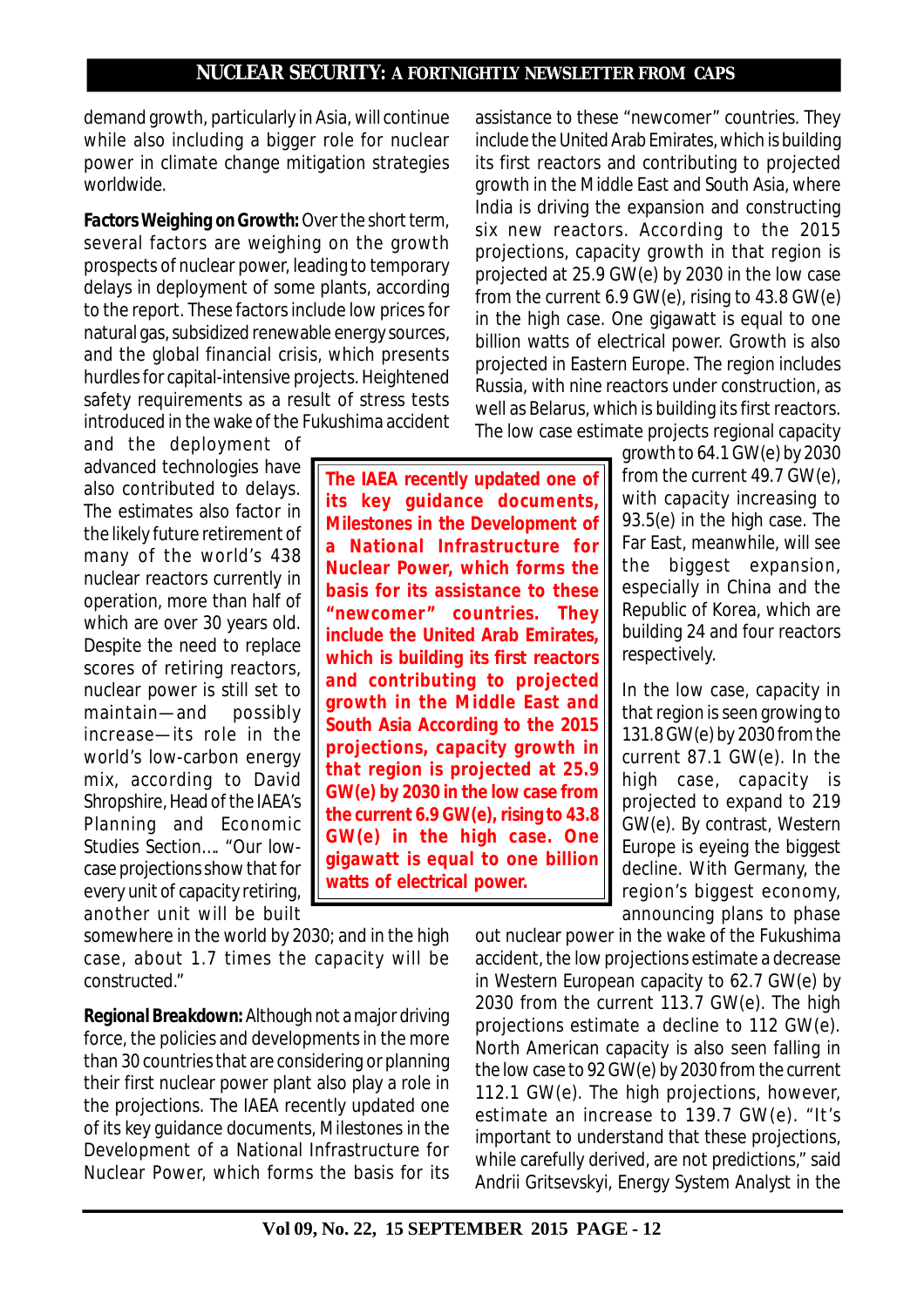demand growth, particularly in Asia, will continue while also including a bigger role for nuclear power in climate change mitigation strategies worldwide.

**Factors Weighing on Growth:** Over the short term, several factors are weighing on the growth prospects of nuclear power, leading to temporary delays in deployment of some plants, according to the report. These factors include low prices for natural gas, subsidized renewable energy sources, and the global financial crisis, which presents hurdles for capital-intensive projects. Heightened safety requirements as a result of stress tests introduced in the wake of the Fukushima accident and the deployment of advanced technologies have also contributed to delays. The estimates also factor in the likely future retirement of many of the world's 438 nuclear reactors currently in operation, more than half of which are over 30 years old. Despite the need to replace scores of retiring reactors, nuclear power is still set to maintain—and possibly increase—its role in the world's low-carbon energy mix, according to David Shropshire, Head of the IAEA's Planning and Economic Studies Section…. "Our low-case projections show that for every unit of capacity retiring, another unit will be built somewhere in the world by 2030; and in the high case, about 1.7 times the capacity will be constructed."

**Regional Breakdown:** Although not a major driving force, the policies and developments in the more than 30 countries that are considering or planning their first nuclear power plant also play a role in the projections. The IAEA recently updated one of its key guidance documents, Milestones in the Development of a National Infrastructure for Nuclear Power, which forms the basis for its assistance to these "newcomer" countries. They include the United Arab Emirates, which is building its first reactors and contributing to projected growth in the Middle East and South Asia, where India is driving the expansion and constructing six new reactors. According to the 2015 projections, capacity growth in that region is projected at 25.9 GW(e) by 2030 in the low case from the current 6.9 GW(e), rising to 43.8 GW(e) in the high case. One gigawatt is equal to one billion watts of electrical power. Growth is also projected in Eastern Europe. The region includes Russia, with nine reactors under construction, as well as Belarus, which is building its first reactors. The low case estimate projects regional capacity growth to 64.1 GW(e) by 2030 from the current 49.7 GW(e), with capacity increasing to 93.5(e) in the high case. The Far East, meanwhile, will see the biggest expansion, especially in China and the Republic of Korea, which are building 24 and four reactors respectively.

In the low case, capacity in that region is seen growing to 131.8 GW(e) by 2030 from the current 87.1 GW(e). In the high case, capacity is projected to expand to 219 GW(e). By contrast, Western Europe is eyeing the biggest decline. With Germany, the region's biggest economy, announcing plans to phase out nuclear power in the wake of the Fukushima accident, the low projections estimate a decrease in Western European capacity to 62.7 GW(e) by 2030 from the current 113.7 GW(e). The high projections estimate a decline to 112 GW(e). North American capacity is also seen falling in the low case to 92 GW(e) by 2030 from the current 112.1 GW(e). The high projections, however, estimate an increase to 139.7 GW(e). "It's important to understand that these projections, while carefully derived, are not predictions," said Andrii Gritsevskyi, Energy System Analyst in the

> **The IAEA recently updated one of its key guidance documents, Milestones in the Development of a National Infrastructure for Nuclear Power, which forms the basis for its assistance to these "newcomer" countries. They include the United Arab Emirates, which is building its first reactors and contributing to projected growth in the Middle East and South Asia According to the 2015 projections, capacity growth in that region is projected at 25.9 GW(e) by 2030 in the low case from the current 6.9 GW(e), rising to 43.8 GW(e) in the high case. One gigawatt is equal to one billion watts of electrical power.**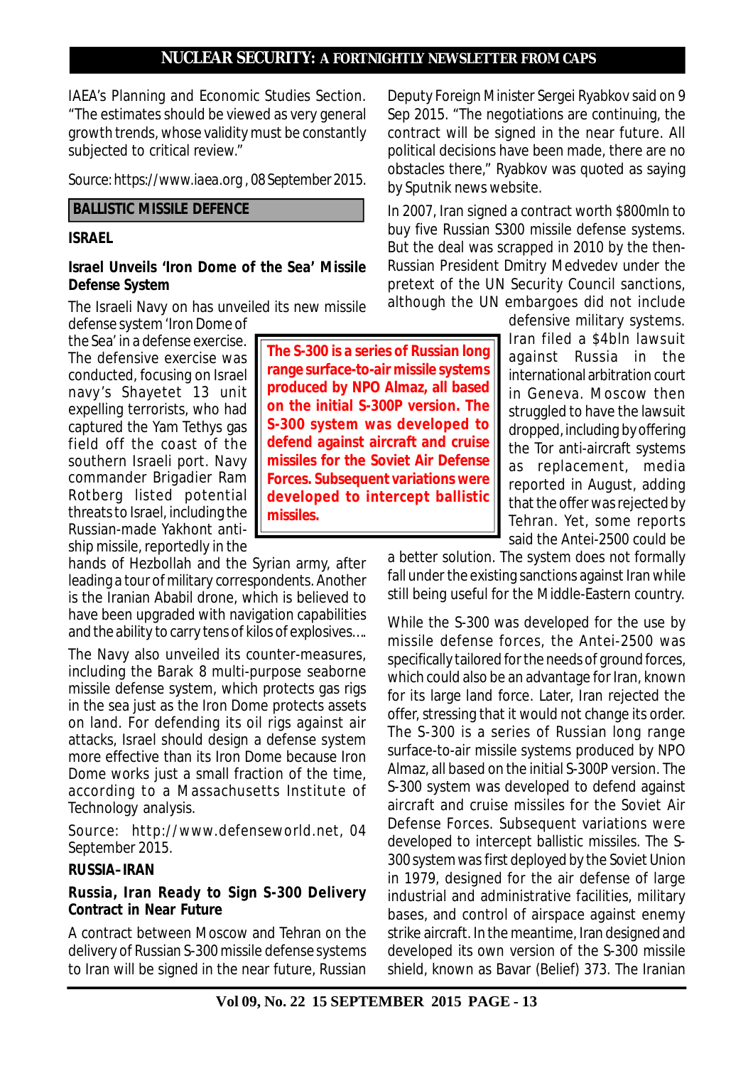IAEA's Planning and Economic Studies Section. "The estimates should be viewed as very general growth trends, whose validity must be constantly subjected to critical review."

Source: https://www.iaea.org , 08 September 2015.

## BALLISTIC MISSILE DEFENCE

### ISRAEL

#### Israel Unveils 'Iron Dome of the Sea' Missile Defense System

The Israeli Navy on has unveiled its new missile defense system 'Iron Dome of the Sea' in a defense exercise. The defensive exercise was conducted, focusing on Israel navy's Shayetet 13 unit expelling terrorists, who had captured the Yam Tethys gas field off the coast of the southern Israeli port. Navy commander Brigadier Ram Rotberg listed potential threats to Israel, including the Russian-made Yakhont anti-ship missile, reportedly in the hands of Hezbollah and the Syrian army, after leading a tour of military correspondents. Another is the Iranian Ababil drone, which is believed to have been upgraded with navigation capabilities and the ability to carry tens of kilos of explosives….

The Navy also unveiled its counter-measures, including the Barak 8 multi-purpose seaborne missile defense system, which protects gas rigs in the sea just as the Iron Dome protects assets on land. For defending its oil rigs against air attacks, Israel should design a defense system more effective than its Iron Dome because Iron Dome works just a small fraction of the time, according to a Massachusetts Institute of Technology analysis.

Source: http://www.defenseworld.net, 04 September 2015.

### RUSSIA–IRAN

#### Russia, Iran Ready to Sign S-300 Delivery Contract in Near Future

A contract between Moscow and Tehran on the delivery of Russian S-300 missile defense systems to Iran will be signed in the near future, Russian Deputy Foreign Minister Sergei Ryabkov said on 9 Sep 2015. "The negotiations are continuing, the contract will be signed in the near future. All political decisions have been made, there are no obstacles there," Ryabkov was quoted as saying by Sputnik news website.

In 2007, Iran signed a contract worth $800mln to buy five Russian S300 missile defense systems. But the deal was scrapped in 2010 by the then-Russian President Dmitry Medvedev under the pretext of the UN Security Council sanctions, although the UN embargoes did not include defensive military systems. Iran filed a $4bln lawsuit against Russia in the international arbitration court in Geneva. Moscow then struggled to have the lawsuit dropped, including by offering the Tor anti-aircraft systems as replacement, media reported in August, adding that the offer was rejected by Tehran. Yet, some reports said the Antei-2500 could be a better solution. The system does not formally fall under the existing sanctions against Iran while still being useful for the Middle-Eastern country.

> **The S-300 is a series of Russian long range surface-to-air missile systems produced by NPO Almaz, all based on the initial S-300P version. The S-300 system was developed to defend against aircraft and cruise missiles for the Soviet Air Defense Forces. Subsequent variations were developed to intercept ballistic missiles.**

While the S-300 was developed for the use by missile defense forces, the Antei-2500 was specifically tailored for the needs of ground forces, which could also be an advantage for Iran, known for its large land force. Later, Iran rejected the offer, stressing that it would not change its order. The S-300 is a series of Russian long range surface-to-air missile systems produced by NPO Almaz, all based on the initial S-300P version. The S-300 system was developed to defend against aircraft and cruise missiles for the Soviet Air Defense Forces. Subsequent variations were developed to intercept ballistic missiles. The S-300 system was first deployed by the Soviet Union in 1979, designed for the air defense of large industrial and administrative facilities, military bases, and control of airspace against enemy strike aircraft. In the meantime, Iran designed and developed its own version of the S-300 missile shield, known as Bavar (Belief) 373. The Iranian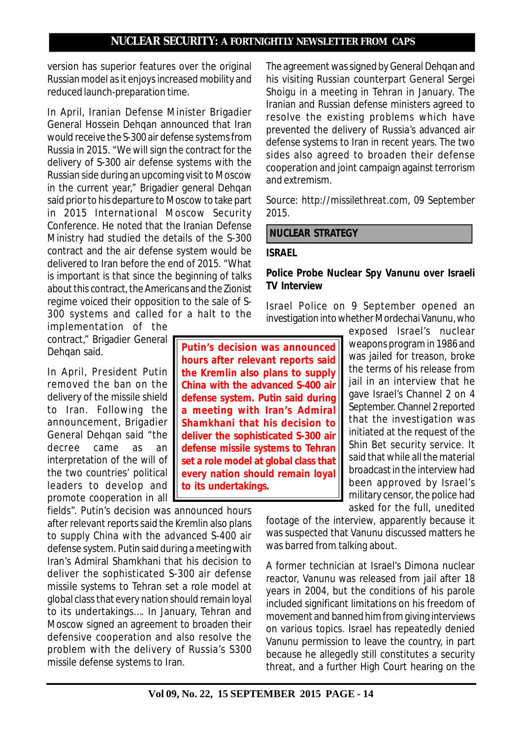version has superior features over the original Russian model as it enjoys increased mobility and reduced launch-preparation time.

In April, Iranian Defense Minister Brigadier General Hossein Dehqan announced that Iran would receive the S-300 air defense systems from Russia in 2015. "We will sign the contract for the delivery of S-300 air defense systems with the Russian side during an upcoming visit to Moscow in the current year," Brigadier general Dehqan said prior to his departure to Moscow to take part in 2015 International Moscow Security Conference. He noted that the Iranian Defense Ministry had studied the details of the S-300 contract and the air defense system would be delivered to Iran before the end of 2015. "What is important is that since the beginning of talks about this contract, the Americans and the Zionist regime voiced their opposition to the sale of S-300 systems and called for a halt to the implementation of the contract," Brigadier General Dehqan said.

In April, President Putin removed the ban on the delivery of the missile shield to Iran. Following the announcement, Brigadier General Dehqan said "the decree came as an interpretation of the will of the two countries' political leaders to develop and promote cooperation in all fields". Putin's decision was announced hours after relevant reports said the Kremlin also plans to supply China with the advanced S-400 air defense system. Putin said during a meeting with Iran's Admiral Shamkhani that his decision to deliver the sophisticated S-300 air defense missile systems to Tehran set a role model at global class that every nation should remain loyal to its undertakings…. In January, Tehran and Moscow signed an agreement to broaden their defensive cooperation and also resolve the problem with the delivery of Russia's S300 missile defense systems to Iran.

> **Putin's decision was announced hours after relevant reports said the Kremlin also plans to supply China with the advanced S-400 air defense system. Putin said during a meeting with Iran's Admiral Shamkhani that his decision to deliver the sophisticated S-300 air defense missile systems to Tehran set a role model at global class that every nation should remain loyal to its undertakings.**

The agreement was signed by General Dehqan and his visiting Russian counterpart General Sergei Shoigu in a meeting in Tehran in January. The Iranian and Russian defense ministers agreed to resolve the existing problems which have prevented the delivery of Russia's advanced air defense systems to Iran in recent years. The two sides also agreed to broaden their defense cooperation and joint campaign against terrorism and extremism.

Source: http://missilethreat.com, 09 September 2015.

## NUCLEAR STRATEGY

### ISRAEL

#### Police Probe Nuclear Spy Vanunu over Israeli TV Interview

Israel Police on 9 September opened an investigation into whether Mordechai Vanunu, who exposed Israel's nuclear weapons program in 1986 and was jailed for treason, broke the terms of his release from jail in an interview that he gave Israel's Channel 2 on 4 September. Channel 2 reported that the investigation was initiated at the request of the Shin Bet security service. It said that while all the material broadcast in the interview had been approved by Israel's military censor, the police had asked for the full, unedited footage of the interview, apparently because it was suspected that Vanunu discussed matters he was barred from talking about.

A former technician at Israel's Dimona nuclear reactor, Vanunu was released from jail after 18 years in 2004, but the conditions of his parole included significant limitations on his freedom of movement and banned him from giving interviews on various topics. Israel has repeatedly denied Vanunu permission to leave the country, in part because he allegedly still constitutes a security threat, and a further High Court hearing on the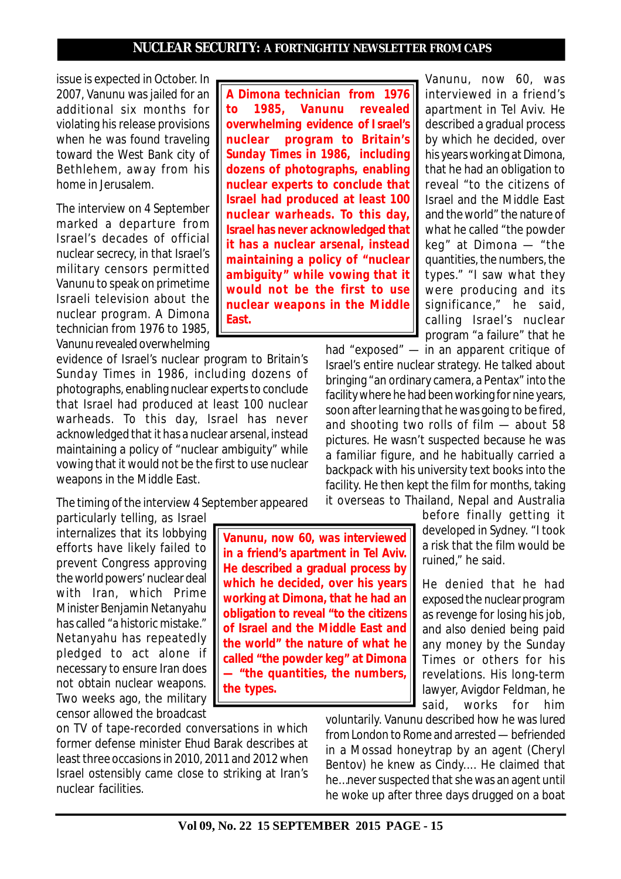issue is expected in October. In 2007, Vanunu was jailed for an additional six months for violating his release provisions when he was found traveling toward the West Bank city of Bethlehem, away from his home in Jerusalem.

The interview on 4 September marked a departure from Israel's decades of official nuclear secrecy, in that Israel's military censors permitted Vanunu to speak on primetime Israeli television about the nuclear program. A Dimona technician from 1976 to 1985, Vanunu revealed overwhelming evidence of Israel's nuclear program to Britain's Sunday Times in 1986, including dozens of photographs, enabling nuclear experts to conclude that Israel had produced at least 100 nuclear warheads. To this day, Israel has never acknowledged that it has a nuclear arsenal, instead maintaining a policy of "nuclear ambiguity" while vowing that it would not be the first to use nuclear weapons in the Middle East.

> **A Dimona technician from 1976 to 1985, Vanunu revealed overwhelming evidence of Israel's nuclear program to Britain's Sunday Times in 1986, including dozens of photographs, enabling nuclear experts to conclude that Israel had produced at least 100 nuclear warheads. To this day, Israel has never acknowledged that it has a nuclear arsenal, instead maintaining a policy of "nuclear ambiguity" while vowing that it would not be the first to use nuclear weapons in the Middle East.**

The timing of the interview 4 September appeared particularly telling, as Israel internalizes that its lobbying efforts have likely failed to prevent Congress approving the world powers' nuclear deal with Iran, which Prime Minister Benjamin Netanyahu has called "a historic mistake." Netanyahu has repeatedly pledged to act alone if necessary to ensure Iran does not obtain nuclear weapons. Two weeks ago, the military censor allowed the broadcast on TV of tape-recorded conversations in which former defense minister Ehud Barak describes at least three occasions in 2010, 2011 and 2012 when Israel ostensibly came close to striking at Iran's nuclear facilities.

> **Vanunu, now 60, was interviewed in a friend's apartment in Tel Aviv. He described a gradual process by which he decided, over his years working at Dimona, that he had an obligation to reveal "to the citizens of Israel and the Middle East and the world" the nature of what he called "the powder keg" at Dimona — "the quantities, the numbers, the types.**

Vanunu, now 60, was interviewed in a friend's apartment in Tel Aviv. He described a gradual process by which he decided, over his years working at Dimona, that he had an obligation to reveal "to the citizens of Israel and the Middle East and the world" the nature of what he called "the powder keg" at Dimona — "the quantities, the numbers, the types." "I saw what they were producing and its significance," he said, calling Israel's nuclear program "a failure" that he had "exposed" — in an apparent critique of Israel's entire nuclear strategy. He talked about bringing "an ordinary camera, a Pentax" into the facility where he had been working for nine years, soon after learning that he was going to be fired, and shooting two rolls of film — about 58 pictures. He wasn't suspected because he was a familiar figure, and he habitually carried a backpack with his university text books into the facility. He then kept the film for months, taking it overseas to Thailand, Nepal and Australia before finally getting it developed in Sydney. "I took a risk that the film would be ruined," he said.

He denied that he had exposed the nuclear program as revenge for losing his job, and also denied being paid any money by the Sunday Times or others for his revelations. His long-term lawyer, Avigdor Feldman, he said, works for him voluntarily. Vanunu described how he was lured from London to Rome and arrested — befriended in a Mossad honeytrap by an agent (Cheryl Bentov) he knew as Cindy.... He claimed that he...never suspected that she was an agent until he woke up after three days drugged on a boat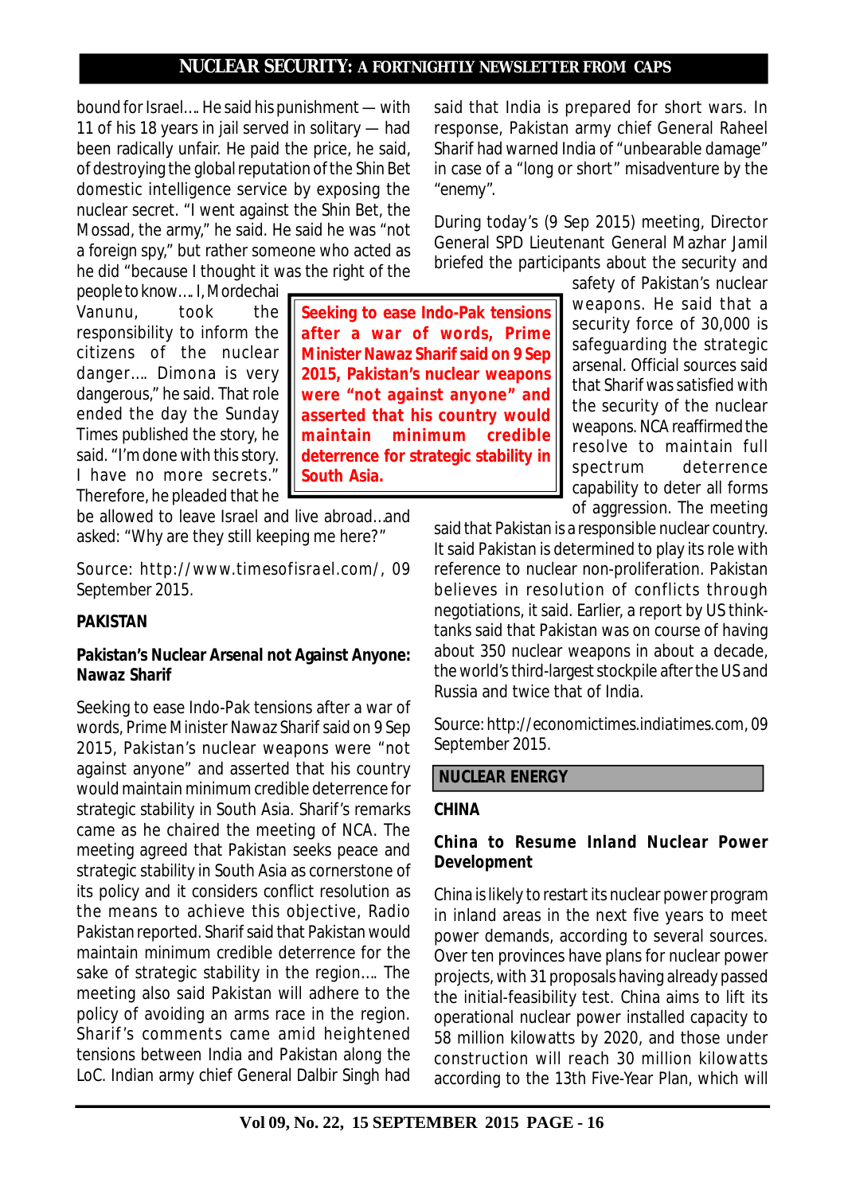bound for Israel…. He said his punishment — with 11 of his 18 years in jail served in solitary — had been radically unfair. He paid the price, he said, of destroying the global reputation of the Shin Bet domestic intelligence service by exposing the nuclear secret. "I went against the Shin Bet, the Mossad, the army," he said. He said he was "not a foreign spy," but rather someone who acted as he did "because I thought it was the right of the people to know…. I, Mordechai Vanunu, took the responsibility to inform the citizens of the nuclear danger…. Dimona is very dangerous," he said. That role ended the day the Sunday Times published the story, he said. "I'm done with this story. I have no more secrets." Therefore, he pleaded that he be allowed to leave Israel and live abroad…and asked: "Why are they still keeping me here?"

Source: http://www.timesofisrael.com/, 09 September 2015.

**PAKISTAN**

**Pakistan's Nuclear Arsenal not Against Anyone: Nawaz Sharif**

> **Seeking to ease Indo-Pak tensions after a war of words, Prime Minister Nawaz Sharif said on 9 Sep 2015, Pakistan's nuclear weapons were "not against anyone" and asserted that his country would maintain minimum credible deterrence for strategic stability in South Asia.**

Seeking to ease Indo-Pak tensions after a war of words, Prime Minister Nawaz Sharif said on 9 Sep 2015, Pakistan's nuclear weapons were "not against anyone" and asserted that his country would maintain minimum credible deterrence for strategic stability in South Asia. Sharif's remarks came as he chaired the meeting of NCA. The meeting agreed that Pakistan seeks peace and strategic stability in South Asia as cornerstone of its policy and it considers conflict resolution as the means to achieve this objective, Radio Pakistan reported. Sharif said that Pakistan would maintain minimum credible deterrence for the sake of strategic stability in the region…. The meeting also said Pakistan will adhere to the policy of avoiding an arms race in the region. Sharif's comments came amid heightened tensions between India and Pakistan along the LoC. Indian army chief General Dalbir Singh had said that India is prepared for short wars. In response, Pakistan army chief General Raheel Sharif had warned India of "unbearable damage" in case of a "long or short" misadventure by the "enemy".

During today's (9 Sep 2015) meeting, Director General SPD Lieutenant General Mazhar Jamil briefed the participants about the security and safety of Pakistan's nuclear weapons. He said that a security force of 30,000 is safeguarding the strategic arsenal. Official sources said that Sharif was satisfied with the security of the nuclear weapons. NCA reaffirmed the resolve to maintain full spectrum deterrence capability to deter all forms of aggression. The meeting said that Pakistan is a responsible nuclear country. It said Pakistan is determined to play its role with reference to nuclear non-proliferation. Pakistan believes in resolution of conflicts through negotiations, it said. Earlier, a report by US think-tanks said that Pakistan was on course of having about 350 nuclear weapons in about a decade, the world's third-largest stockpile after the US and Russia and twice that of India.

Source: http://economictimes.indiatimes.com, 09 September 2015.

## NUCLEAR ENERGY

**CHINA**

**China to Resume Inland Nuclear Power Development**

China is likely to restart its nuclear power program in inland areas in the next five years to meet power demands, according to several sources. Over ten provinces have plans for nuclear power projects, with 31 proposals having already passed the initial-feasibility test. China aims to lift its operational nuclear power installed capacity to 58 million kilowatts by 2020, and those under construction will reach 30 million kilowatts according to the 13th Five-Year Plan, which will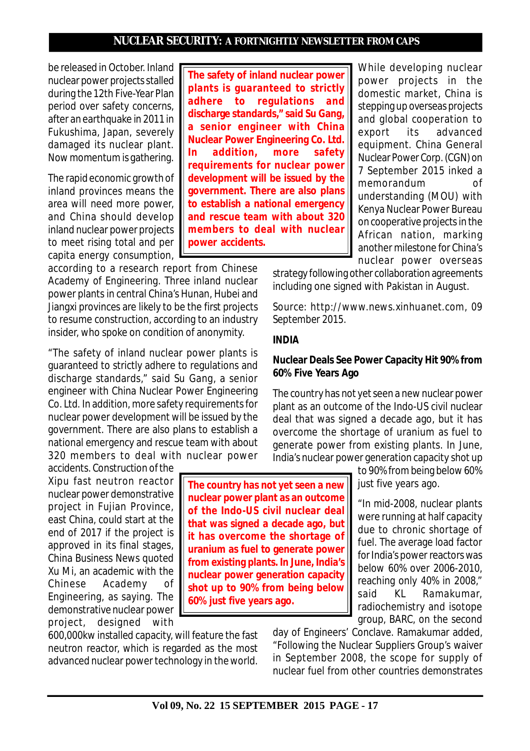be released in October. Inland nuclear power projects stalled during the 12th Five-Year Plan period over safety concerns, after an earthquake in 2011 in Fukushima, Japan, severely damaged its nuclear plant. Now momentum is gathering.

The rapid economic growth of inland provinces means the area will need more power, and China should develop inland nuclear power projects to meet rising total and per capita energy consumption, according to a research report from Chinese Academy of Engineering. Three inland nuclear power plants in central China's Hunan, Hubei and Jiangxi provinces are likely to be the first projects to resume construction, according to an industry insider, who spoke on condition of anonymity.

**The safety of inland nuclear power plants is guaranteed to strictly adhere to regulations and discharge standards," said Su Gang, a senior engineer with China Nuclear Power Engineering Co. Ltd. In addition, more safety requirements for nuclear power development will be issued by the government. There are also plans to establish a national emergency and rescue team with about 320 members to deal with nuclear power accidents.**

"The safety of inland nuclear power plants is guaranteed to strictly adhere to regulations and discharge standards," said Su Gang, a senior engineer with China Nuclear Power Engineering Co. Ltd. In addition, more safety requirements for nuclear power development will be issued by the government. There are also plans to establish a national emergency and rescue team with about 320 members to deal with nuclear power accidents. Construction of the Xipu fast neutron reactor nuclear power demonstrative project in Fujian Province, east China, could start at the end of 2017 if the project is approved in its final stages, China Business News quoted Xu Mi, an academic with the Chinese Academy of Engineering, as saying. The demonstrative nuclear power project, designed with 600,000kw installed capacity, will feature the fast neutron reactor, which is regarded as the most advanced nuclear power technology in the world.

While developing nuclear power projects in the domestic market, China is stepping up overseas projects and global cooperation to export its advanced equipment. China General Nuclear Power Corp. (CGN) on 7 September 2015 inked a memorandum of understanding (MOU) with Kenya Nuclear Power Bureau on cooperative projects in the African nation, marking another milestone for China's nuclear power overseas strategy following other collaboration agreements including one signed with Pakistan in August.

Source: http://www.news.xinhuanet.com, 09 September 2015.

**INDIA**

**Nuclear Deals See Power Capacity Hit 90% from 60% Five Years Ago**

The country has not yet seen a new nuclear power plant as an outcome of the Indo-US civil nuclear deal that was signed a decade ago, but it has overcome the shortage of uranium as fuel to generate power from existing plants. In June, India's nuclear power generation capacity shot up to 90% from being below 60% just five years ago.

**The country has not yet seen a new nuclear power plant as an outcome of the Indo-US civil nuclear deal that was signed a decade ago, but it has overcome the shortage of uranium as fuel to generate power from existing plants. In June, India's nuclear power generation capacity shot up to 90% from being below 60% just five years ago.**

"In mid-2008, nuclear plants were running at half capacity due to chronic shortage of fuel. The average load factor for India's power reactors was below 60% over 2006-2010, reaching only 40% in 2008," said KL Ramakumar, radiochemistry and isotope group, BARC, on the second day of Engineers' Conclave. Ramakumar added, "Following the Nuclear Suppliers Group's waiver in September 2008, the scope for supply of nuclear fuel from other countries demonstrates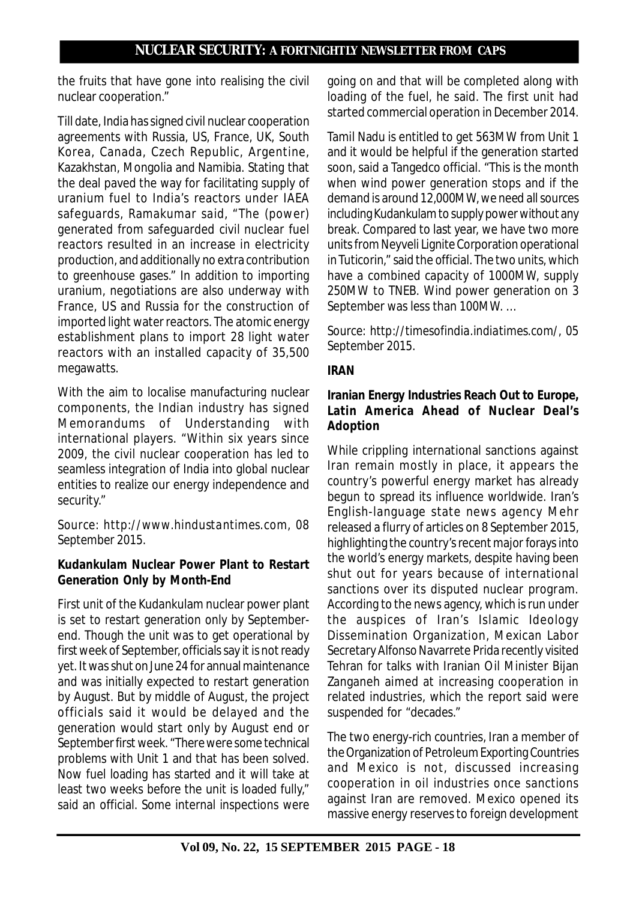the fruits that have gone into realising the civil nuclear cooperation."

Till date, India has signed civil nuclear cooperation agreements with Russia, US, France, UK, South Korea, Canada, Czech Republic, Argentine, Kazakhstan, Mongolia and Namibia. Stating that the deal paved the way for facilitating supply of uranium fuel to India's reactors under IAEA safeguards, Ramakumar said, "The (power) generated from safeguarded civil nuclear fuel reactors resulted in an increase in electricity production, and additionally no extra contribution to greenhouse gases." In addition to importing uranium, negotiations are also underway with France, US and Russia for the construction of imported light water reactors. The atomic energy establishment plans to import 28 light water reactors with an installed capacity of 35,500 megawatts.

With the aim to localise manufacturing nuclear components, the Indian industry has signed Memorandums of Understanding with international players. "Within six years since 2009, the civil nuclear cooperation has led to seamless integration of India into global nuclear entities to realize our energy independence and security."

Source: http://www.hindustantimes.com, 08 September 2015.

**Kudankulam Nuclear Power Plant to Restart Generation Only by Month-End**

First unit of the Kudankulam nuclear power plant is set to restart generation only by September-end. Though the unit was to get operational by first week of September, officials say it is not ready yet. It was shut on June 24 for annual maintenance and was initially expected to restart generation by August. But by middle of August, the project officials said it would be delayed and the generation would start only by August end or September first week. "There were some technical problems with Unit 1 and that has been solved. Now fuel loading has started and it will take at least two weeks before the unit is loaded fully," said an official. Some internal inspections were going on and that will be completed along with loading of the fuel, he said. The first unit had started commercial operation in December 2014.

Tamil Nadu is entitled to get 563MW from Unit 1 and it would be helpful if the generation started soon, said a Tangedco official. "This is the month when wind power generation stops and if the demand is around 12,000MW, we need all sources including Kudankulam to supply power without any break. Compared to last year, we have two more units from Neyveli Lignite Corporation operational in Tuticorin," said the official. The two units, which have a combined capacity of 1000MW, supply 250MW to TNEB. Wind power generation on 3 September was less than 100MW. …

Source: http://timesofindia.indiatimes.com/, 05 September 2015.

**IRAN**

**Iranian Energy Industries Reach Out to Europe, Latin America Ahead of Nuclear Deal's Adoption**

While crippling international sanctions against Iran remain mostly in place, it appears the country's powerful energy market has already begun to spread its influence worldwide. Iran's English-language state news agency Mehr released a flurry of articles on 8 September 2015, highlighting the country's recent major forays into the world's energy markets, despite having been shut out for years because of international sanctions over its disputed nuclear program. According to the news agency, which is run under the auspices of Iran's Islamic Ideology Dissemination Organization, Mexican Labor Secretary Alfonso Navarrete Prida recently visited Tehran for talks with Iranian Oil Minister Bijan Zanganeh aimed at increasing cooperation in related industries, which the report said were suspended for "decades."

The two energy-rich countries, Iran a member of the Organization of Petroleum Exporting Countries and Mexico is not, discussed increasing cooperation in oil industries once sanctions against Iran are removed. Mexico opened its massive energy reserves to foreign development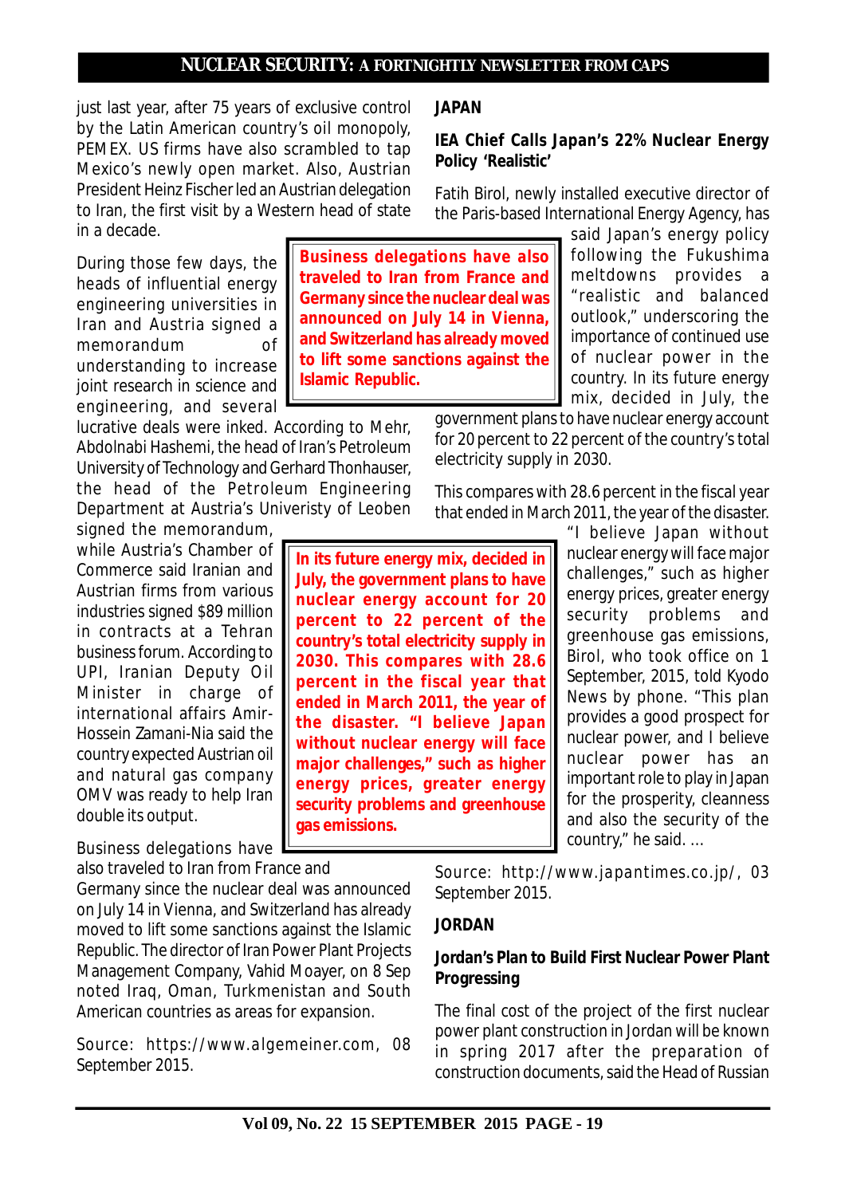just last year, after 75 years of exclusive control by the Latin American country's oil monopoly, PEMEX. US firms have also scrambled to tap Mexico's newly open market. Also, Austrian President Heinz Fischer led an Austrian delegation to Iran, the first visit by a Western head of state in a decade.

During those few days, the heads of influential energy engineering universities in Iran and Austria signed a memorandum of understanding to increase joint research in science and engineering, and several lucrative deals were inked. According to Mehr, Abdolnabi Hashemi, the head of Iran's Petroleum University of Technology and Gerhard Thonhauser, the head of the Petroleum Engineering Department at Austria's Univeristy of Leoben signed the memorandum, while Austria's Chamber of Commerce said Iranian and Austrian firms from various industries signed $89 million in contracts at a Tehran business forum. According to UPI, Iranian Deputy Oil Minister in charge of international affairs Amir-Hossein Zamani-Nia said the country expected Austrian oil and natural gas company OMV was ready to help Iran double its output.

Business delegations have also traveled to Iran from France and Germany since the nuclear deal was announced on July 14 in Vienna, and Switzerland has already moved to lift some sanctions against the Islamic Republic. The director of Iran Power Plant Projects Management Company, Vahid Moayer, on 8 Sep noted Iraq, Oman, Turkmenistan and South American countries as areas for expansion.

Source: https://www.algemeiner.com, 08 September 2015.

## JAPAN

### IEA Chief Calls Japan's 22% Nuclear Energy Policy 'Realistic'

Fatih Birol, newly installed executive director of the Paris-based International Energy Agency, has said Japan's energy policy following the Fukushima meltdowns provides a "realistic and balanced outlook," underscoring the importance of continued use of nuclear power in the country. In its future energy mix, decided in July, the government plans to have nuclear energy account for 20 percent to 22 percent of the country's total electricity supply in 2030.

This compares with 28.6 percent in the fiscal year that ended in March 2011, the year of the disaster. "I believe Japan without nuclear energy will face major challenges," such as higher energy prices, greater energy security problems and greenhouse gas emissions, Birol, who took office on 1 September, 2015, told Kyodo News by phone. "This plan provides a good prospect for nuclear power, and I believe nuclear power has an important role to play in Japan for the prosperity, cleanness and also the security of the country," he said. ...

Source: http://www.japantimes.co.jp/, 03 September 2015.

## JORDAN

### Jordan's Plan to Build First Nuclear Power Plant Progressing

The final cost of the project of the first nuclear power plant construction in Jordan will be known in spring 2017 after the preparation of construction documents, said the Head of Russian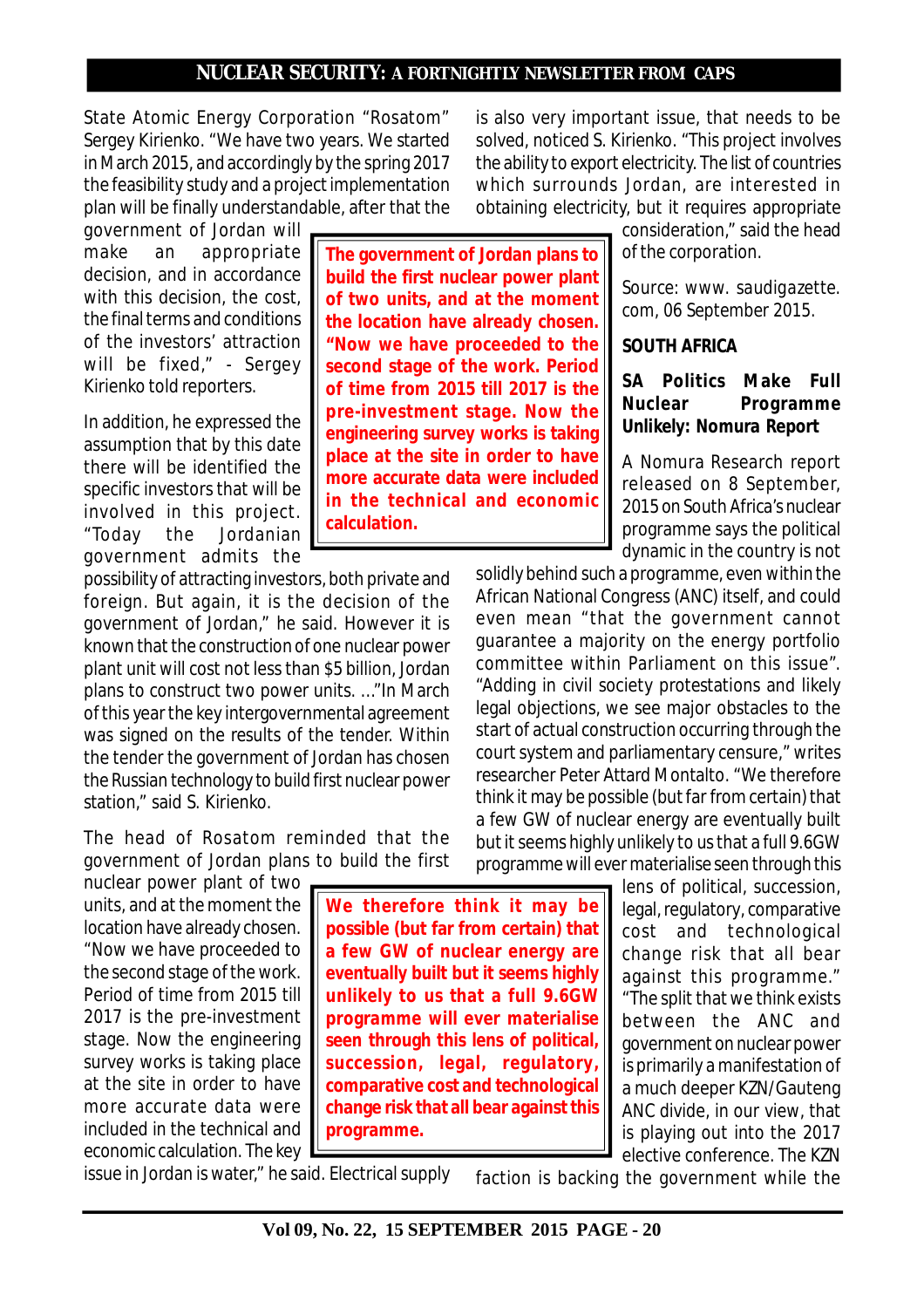State Atomic Energy Corporation "Rosatom" Sergey Kirienko. "We have two years. We started in March 2015, and accordingly by the spring 2017 the feasibility study and a project implementation plan will be finally understandable, after that the government of Jordan will make an appropriate decision, and in accordance with this decision, the cost, the final terms and conditions of the investors' attraction will be fixed," - Sergey Kirienko told reporters.

In addition, he expressed the assumption that by this date there will be identified the specific investors that will be involved in this project. "Today the Jordanian government admits the possibility of attracting investors, both private and foreign. But again, it is the decision of the government of Jordan," he said. However it is known that the construction of one nuclear power plant unit will cost not less than $5 billion, Jordan plans to construct two power units. ..."In March of this year the key intergovernmental agreement was signed on the results of the tender. Within the tender the government of Jordan has chosen the Russian technology to build first nuclear power station," said S. Kirienko.

**The government of Jordan plans to build the first nuclear power plant of two units, and at the moment the location have already chosen. "Now we have proceeded to the second stage of the work. Period of time from 2015 till 2017 is the pre-investment stage. Now the engineering survey works is taking place at the site in order to have more accurate data were included in the technical and economic calculation.**

The head of Rosatom reminded that the government of Jordan plans to build the first nuclear power plant of two units, and at the moment the location have already chosen. "Now we have proceeded to the second stage of the work. Period of time from 2015 till 2017 is the pre-investment stage. Now the engineering survey works is taking place at the site in order to have more accurate data were included in the technical and economic calculation. The key issue in Jordan is water," he said. Electrical supply is also very important issue, that needs to be solved, noticed S. Kirienko. "This project involves the ability to export electricity. The list of countries which surrounds Jordan, are interested in obtaining electricity, but it requires appropriate consideration," said the head of the corporation.

Source: www. saudigazette. com, 06 September 2015.

## SOUTH AFRICA

### SA Politics Make Full Nuclear Programme Unlikely: Nomura Report

A Nomura Research report released on 8 September, 2015 on South Africa's nuclear programme says the political dynamic in the country is not solidly behind such a programme, even within the African National Congress (ANC) itself, and could even mean "that the government cannot guarantee a majority on the energy portfolio committee within Parliament on this issue". "Adding in civil society protestations and likely legal objections, we see major obstacles to the start of actual construction occurring through the court system and parliamentary censure," writes researcher Peter Attard Montalto. "We therefore think it may be possible (but far from certain) that a few GW of nuclear energy are eventually built but it seems highly unlikely to us that a full 9.6GW programme will ever materialise seen through this lens of political, succession, legal, regulatory, comparative cost and technological change risk that all bear against this programme." "The split that we think exists between the ANC and government on nuclear power is primarily a manifestation of a much deeper KZN/Gauteng ANC divide, in our view, that is playing out into the 2017 elective conference. The KZN faction is backing the government while the

**We therefore think it may be possible (but far from certain) that a few GW of nuclear energy are eventually built but it seems highly unlikely to us that a full 9.6GW programme will ever materialise seen through this lens of political, succession, legal, regulatory, comparative cost and technological change risk that all bear against this programme.**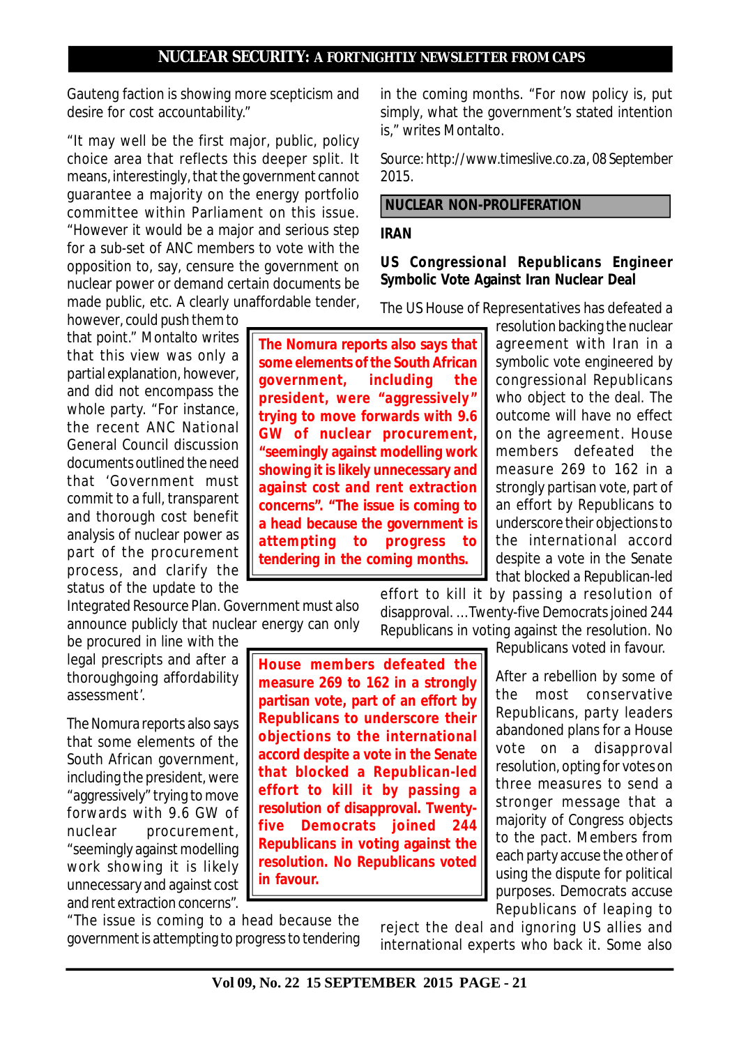Gauteng faction is showing more scepticism and desire for cost accountability."

"It may well be the first major, public, policy choice area that reflects this deeper split. It means, interestingly, that the government cannot guarantee a majority on the energy portfolio committee within Parliament on this issue. "However it would be a major and serious step for a sub-set of ANC members to vote with the opposition to, say, censure the government on nuclear power or demand certain documents be made public, etc. A clearly unaffordable tender, however, could push them to that point." Montalto writes that this view was only a partial explanation, however, and did not encompass the whole party. "For instance, the recent ANC National General Council discussion documents outlined the need that 'Government must commit to a full, transparent and thorough cost benefit analysis of nuclear power as part of the procurement process, and clarify the status of the update to the Integrated Resource Plan. Government must also announce publicly that nuclear energy can only be procured in line with the legal prescripts and after a thoroughgoing affordability assessment'.

The Nomura reports also says that some elements of the South African government, including the president, were "aggressively" trying to move forwards with 9.6 GW of nuclear procurement, "seemingly against modelling work showing it is likely unnecessary and against cost and rent extraction concerns". "The issue is coming to a head because the government is attempting to progress to tendering in the coming months. "For now policy is, put simply, what the government's stated intention is," writes Montalto.

Source: http://www.timeslive.co.za, 08 September 2015.

## NUCLEAR NON-PROLIFERATION

### IRAN

### US Congressional Republicans Engineer Symbolic Vote Against Iran Nuclear Deal

The US House of Representatives has defeated a resolution backing the nuclear agreement with Iran in a symbolic vote engineered by congressional Republicans who object to the deal. The outcome will have no effect on the agreement. House members defeated the measure 269 to 162 in a strongly partisan vote, part of an effort by Republicans to underscore their objections to the international accord despite a vote in the Senate that blocked a Republican-led effort to kill it by passing a resolution of disapproval. ...Twenty-five Democrats joined 244 Republicans in voting against the resolution. No Republicans voted in favour.

After a rebellion by some of the most conservative Republicans, party leaders abandoned plans for a House vote on a disapproval resolution, opting for votes on three measures to send a stronger message that a majority of Congress objects to the pact. Members from each party accuse the other of using the dispute for political purposes. Democrats accuse Republicans of leaping to reject the deal and ignoring US allies and international experts who back it. Some also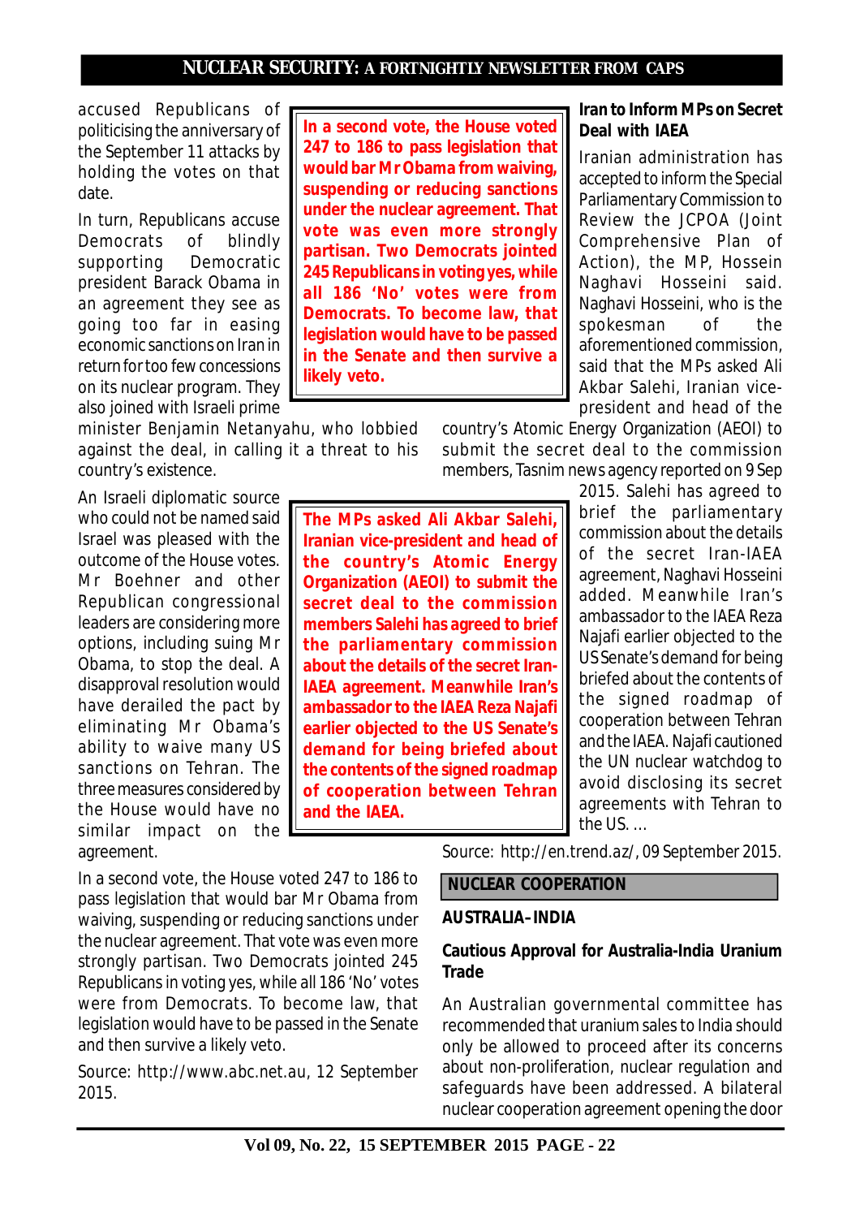accused Republicans of politicising the anniversary of the September 11 attacks by holding the votes on that date.

In turn, Republicans accuse Democrats of blindly supporting Democratic president Barack Obama in an agreement they see as going too far in easing economic sanctions on Iran in return for too few concessions on its nuclear program. They also joined with Israeli prime minister Benjamin Netanyahu, who lobbied against the deal, in calling it a threat to his country's existence.

> **In a second vote, the House voted 247 to 186 to pass legislation that would bar Mr Obama from waiving, suspending or reducing sanctions under the nuclear agreement. That vote was even strongly partisan. Two Democrats jointed 245 Republicans in voting yes, while all 186 'No' votes were from Democrats. To become law, that legislation would have to be passed in the Senate and then survive a likely veto.**

An Israeli diplomatic source who could not be named said Israel was pleased with the outcome of the House votes. Mr Boehner and other Republican congressional leaders are considering more options, including suing Mr Obama, to stop the deal. A disapproval resolution would have derailed the pact by eliminating Mr Obama's ability to waive many US sanctions on Tehran. The three measures considered by the House would have no similar impact on the agreement.

In a second vote, the House voted 247 to 186 to pass legislation that would bar Mr Obama from waiving, suspending or reducing sanctions under the nuclear agreement. That vote was even more strongly partisan. Two Democrats jointed 245 Republicans in voting yes, while all 186 'No' votes were from Democrats. To become law, that legislation would have to be passed in the Senate and then survive a likely veto.

Source: http://www.abc.net.au, 12 September 2015.

### Iran to Inform MPs on Secret Deal with IAEA

Iranian administration has accepted to inform the Special Parliamentary Commission to Review the JCPOA (Joint Comprehensive Plan of Action), the MP, Hossein Naghavi Hosseini said. Naghavi Hosseini, who is the spokesman of the aforementioned commission, said that the MPs asked Ali Akbar Salehi, Iranian vice-president and head of the country's Atomic Energy Organization (AEOI) to submit the secret deal to the commission members, Tasnim news agency reported on 9 Sep 2015. Salehi has agreed to brief the parliamentary commission about the details of the secret Iran-IAEA agreement, Naghavi Hosseini added. Meanwhile Iran's ambassador to the IAEA Reza Najafi earlier objected to the US Senate's demand for being briefed about the contents of the signed roadmap of cooperation between Tehran and the IAEA. Najafi cautioned the UN nuclear watchdog to avoid disclosing its secret agreements with Tehran to the US. ...

> **The MPs asked Ali Akbar Salehi, Iranian vice-president and head of the country's Atomic Energy Organization (AEOI) to submit the secret deal to the commission members Salehi has agreed to brief the parliamentary commission about the details of the secret Iran-IAEA agreement. Meanwhile Iran's ambassador to the IAEA Reza Najafi earlier objected to the US Senate's demand for being briefed about the contents of the signed roadmap of cooperation between Tehran and the IAEA.**

Source: http://en.trend.az/, 09 September 2015.

## NUCLEAR COOPERATION

### AUSTRALIA–INDIA

### Cautious Approval for Australia-India Uranium Trade

An Australian governmental committee has recommended that uranium sales to India should only be allowed to proceed after its concerns about non-proliferation, nuclear regulation and safeguards have been addressed. A bilateral nuclear cooperation agreement opening the door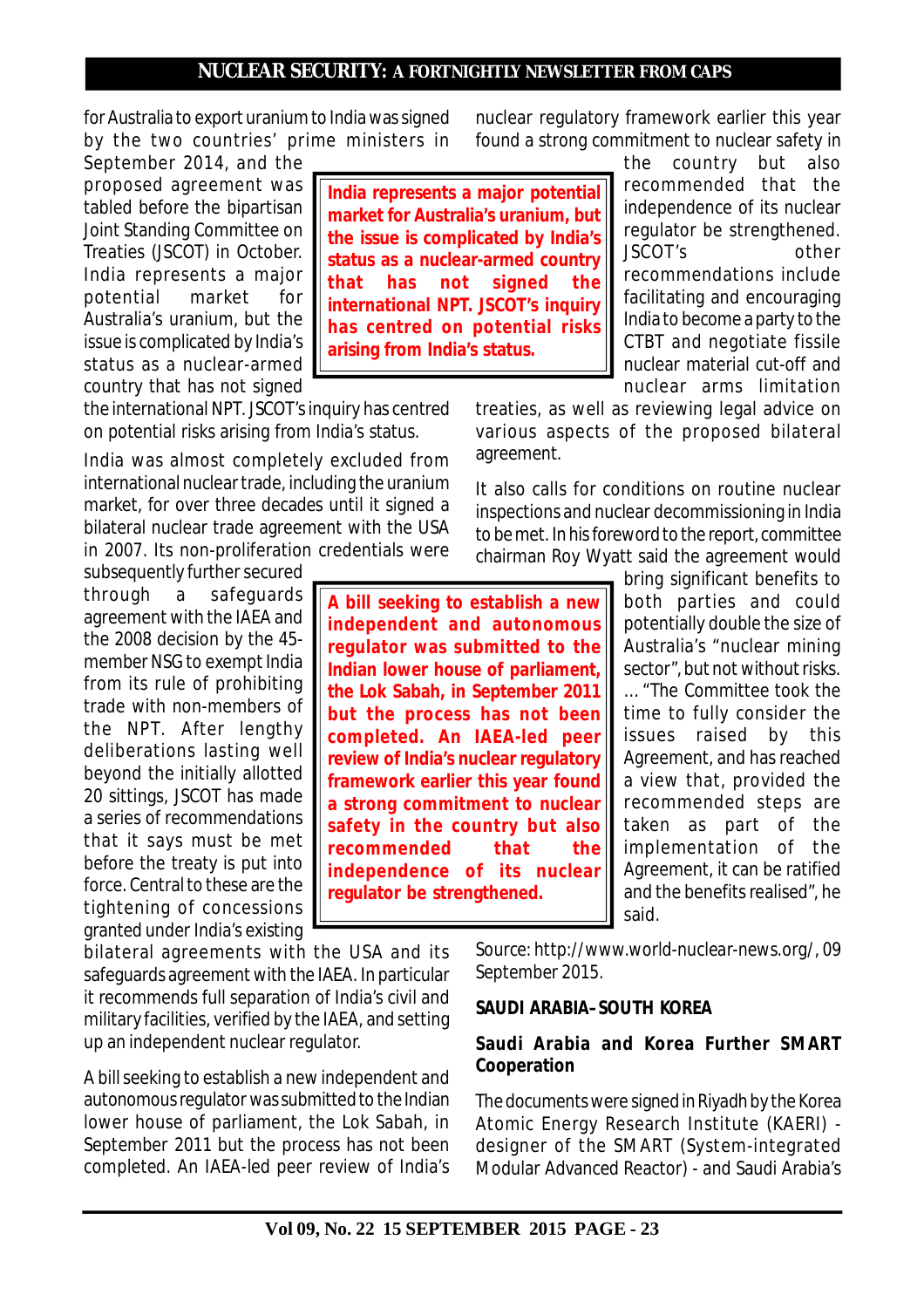for Australia to export uranium to India was signed by the two countries' prime ministers in September 2014, and the proposed agreement was tabled before the bipartisan Joint Standing Committee on Treaties (JSCOT) in October. India represents a major potential market for Australia's uranium, but the issue is complicated by India's status as a nuclear-armed country that has not signed the international NPT. JSCOT's inquiry has centred on potential risks arising from India's status.

> **India represents a major potential market for Australia's uranium, but the issue is complicated by India's status as a nuclear-armed country that has not signed the international NPT. JSCOT's inquiry has centred on potential risks arising from India's status.**

India was almost completely excluded from international nuclear trade, including the uranium market, for over three decades until it signed a bilateral nuclear trade agreement with the USA in 2007. Its non-proliferation credentials were subsequently further secured through a safeguards agreement with the IAEA and the 2008 decision by the 45-member NSG to exempt India from its rule of prohibiting trade with non-members of the NPT. After lengthy deliberations lasting well beyond the initially allotted 20 sittings, JSCOT has made a series of recommendations that it says must be met before the treaty is put into force. Central to these are the tightening of concessions granted under India's existing bilateral agreements with the USA and its safeguards agreement with the IAEA. In particular it recommends full separation of India's civil and military facilities, verified by the IAEA, and setting up an independent nuclear regulator.

> **A bill seeking to establish a new independent and autonomous regulator was submitted to the Indian lower house of parliament, the Lok Sabah, in September 2011 but the process has not been completed. An IAEA-led peer review of India's nuclear regulatory framework earlier this year found a strong commitment to nuclear safety in the country but also recommended that the independence of its nuclear regulator be strengthened.**

A bill seeking to establish a new independent and autonomous regulator was submitted to the Indian lower house of parliament, the Lok Sabah, in September 2011 but the process has not been completed. An IAEA-led peer review of India's nuclear regulatory framework earlier this year found a strong commitment to nuclear safety in the country but also recommended that the independence of its nuclear regulator be strengthened. JSCOT's other recommendations include facilitating and encouraging India to become a party to the CTBT and negotiate fissile nuclear material cut-off and nuclear arms limitation treaties, as well as reviewing legal advice on various aspects of the proposed bilateral agreement.

It also calls for conditions on routine nuclear inspections and nuclear decommissioning in India to be met. In his foreword to the report, committee chairman Roy Wyatt said the agreement would bring significant benefits to both parties and could potentially double the size of Australia's "nuclear mining sector", but not without risks. ... "The Committee took the time to fully consider the issues raised by this Agreement, and has reached a view that, provided the recommended steps are taken as part of the implementation of the Agreement, it can be ratified and the benefits realised", he said.

Source: http://www.world-nuclear-news.org/, 09 September 2015.

### SAUDI ARABIA–SOUTH KOREA

### Saudi Arabia and Korea Further SMART Cooperation

The documents were signed in Riyadh by the Korea Atomic Energy Research Institute (KAERI) - designer of the SMART (System-integrated Modular Advanced Reactor) - and Saudi Arabia's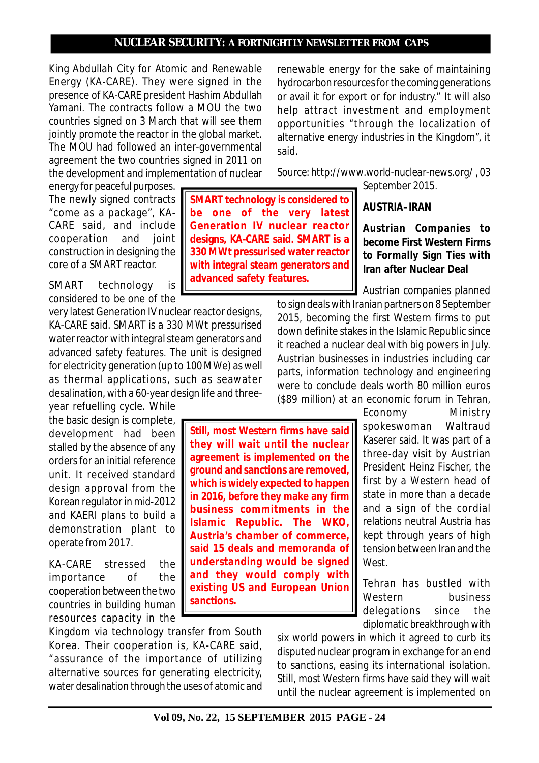King Abdullah City for Atomic and Renewable Energy (KA-CARE). They were signed in the presence of KA-CARE president Hashim Abdullah Yamani. The contracts follow a MOU the two countries signed on 3 March that will see them jointly promote the reactor in the global market. The MOU had followed an inter-governmental agreement the two countries signed in 2011 on the development and implementation of nuclear energy for peaceful purposes.

The newly signed contracts "come as a package", KA-CARE said, and include cooperation and joint construction in designing the core of a SMART reactor.

> **SMART technology is considered to be one of the very latest Generation IV nuclear reactor designs, KA-CARE said. SMART is a 330 MWt pressurised water reactor with integral steam generators and advanced safety features.**

SMART technology is considered to be one of the very latest Generation IV nuclear reactor designs, KA-CARE said. SMART is a 330 MWt pressurised water reactor with integral steam generators and advanced safety features. The unit is designed for electricity generation (up to 100 MWe) as well as thermal applications, such as seawater desalination, with a 60-year design life and three-year refuelling cycle. While the basic design is complete, development had been stalled by the absence of any orders for an initial reference unit. It received standard design approval from the Korean regulator in mid-2012 and KAERI plans to build a demonstration plant to operate from 2017.

KA-CARE stressed the importance of the cooperation between the two countries in building human resources capacity in the Kingdom via technology transfer from South Korea. Their cooperation is, KA-CARE said, "assurance of the importance of utilizing alternative sources for generating electricity, water desalination through the uses of atomic and renewable energy for the sake of maintaining hydrocarbon resources for the coming generations or avail it for export or for industry." It will also help attract investment and employment opportunities "through the localization of alternative energy industries in the Kingdom", it said.

Source: http://www.world-nuclear-news.org/ , 03 September 2015.

## AUSTRIA–IRAN

### Austrian Companies to become First Western Firms to Formally Sign Ties with Iran after Nuclear Deal

Austrian companies planned to sign deals with Iranian partners on 8 September 2015, becoming the first Western firms to put down definite stakes in the Islamic Republic since it reached a nuclear deal with big powers in July. Austrian businesses in industries including car parts, information technology and engineering were to conclude deals worth 80 million euros ($89 million) at an economic forum in Tehran, Economy Ministry spokeswoman Waltraud Kaserer said. It was part of a three-day visit by Austrian President Heinz Fischer, the first by a Western head of state in more than a decade and a sign of the cordial relations neutral Austria has kept through years of high tension between Iran and the West.

> **Still, most Western firms have said they will wait until the nuclear agreement is implemented on the ground and sanctions are removed, which is widely expected to happen in 2016, before they make any firm business commitments in the Islamic Republic. The WKO, Austria's chamber of commerce, said 15 deals and memoranda of understanding would be signed and they would comply with existing US and European Union sanctions.**

Tehran has bustled with Western business delegations since the diplomatic breakthrough with six world powers in which it agreed to curb its disputed nuclear program in exchange for an end to sanctions, easing its international isolation. Still, most Western firms have said they will wait until the nuclear agreement is implemented on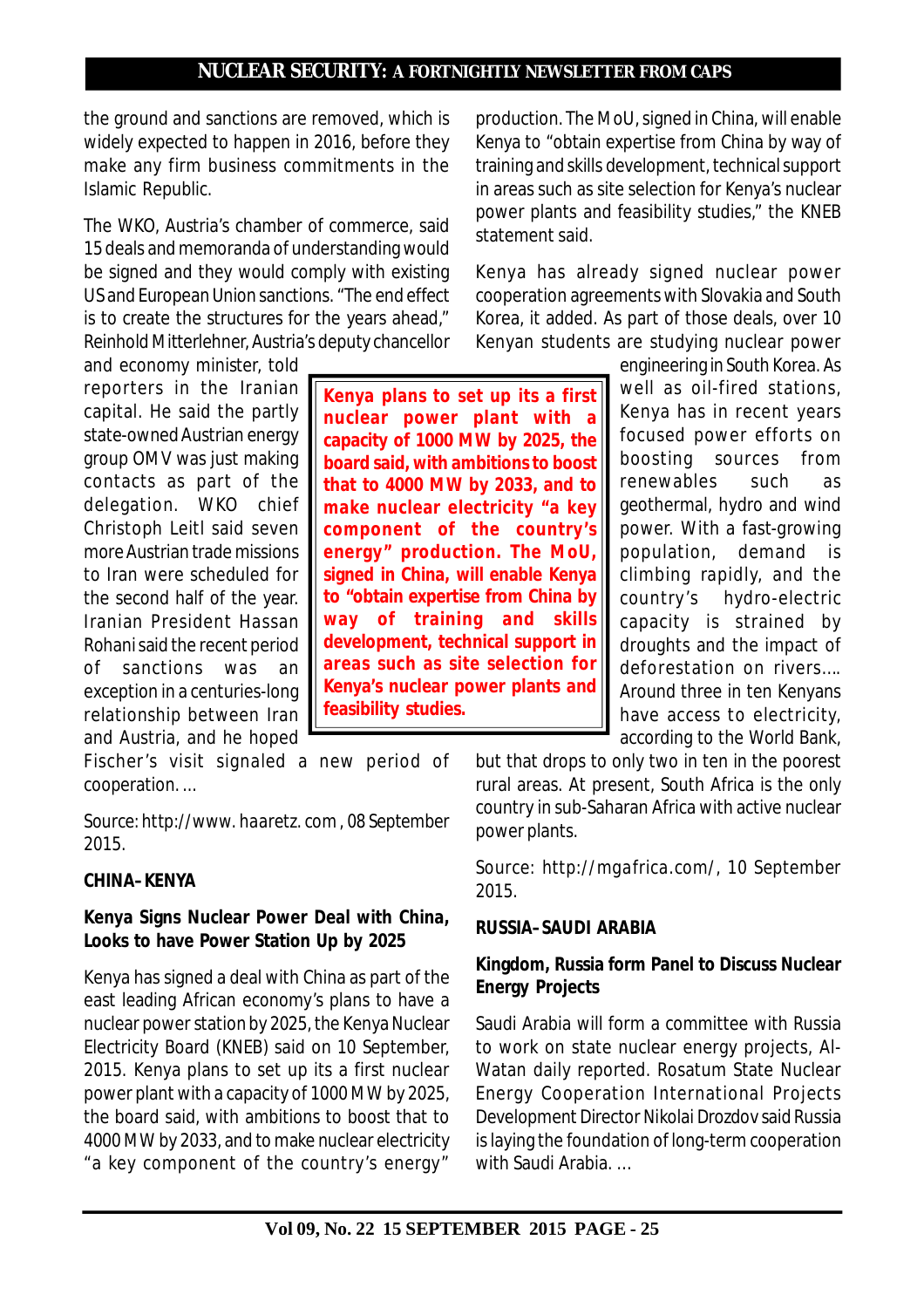the ground and sanctions are removed, which is widely expected to happen in 2016, before they make any firm business commitments in the Islamic Republic.

The WKO, Austria's chamber of commerce, said 15 deals and memoranda of understanding would be signed and they would comply with existing US and European Union sanctions. "The end effect is to create the structures for the years ahead," Reinhold Mitterlehner, Austria's deputy chancellor and economy minister, told reporters in the Iranian capital. He said the partly state-owned Austrian energy group OMV was just making contacts as part of the delegation. WKO chief Christoph Leitl said seven more Austrian trade missions to Iran were scheduled for the second half of the year. Iranian President Hassan Rohani said the recent period of sanctions was an exception in a centuries-long relationship between Iran and Austria, and he hoped Fischer's visit signaled a new period of cooperation. ...

Source: http://www. haaretz. com , 08 September 2015.

**CHINA–KENYA**

**Kenya Signs Nuclear Power Deal with China, Looks to have Power Station Up by 2025**

Kenya has signed a deal with China as part of the east leading African economy's plans to have a nuclear power station by 2025, the Kenya Nuclear Electricity Board (KNEB) said on 10 September, 2015. Kenya plans to set up its a first nuclear power plant with a capacity of 1000 MW by 2025, the board said, with ambitions to boost that to 4000 MW by 2033, and to make nuclear electricity "a key component of the country's energy" production. The MoU, signed in China, will enable Kenya to "obtain expertise from China by way of training and skills development, technical support in areas such as site selection for Kenya's nuclear power plants and feasibility studies," the KNEB statement said.

**Kenya plans to set up its a first nuclear power plant with a capacity of 1000 MW by 2025, the board said, with ambitions to boost that to 4000 MW by 2033, and to make nuclear electricity "a key component of the country's energy" production. The MoU, signed in China, will enable Kenya to "obtain expertise from China by way of training and skills development, technical support in areas such as site selection for Kenya's nuclear power plants and feasibility studies.**

Kenya has already signed nuclear power cooperation agreements with Slovakia and South Korea, it added. As part of those deals, over 10 Kenyan students are studying nuclear power engineering in South Korea. As well as oil-fired stations, Kenya has in recent years focused power efforts on boosting sources from renewables such as geothermal, hydro and wind power. With a fast-growing population, demand is climbing rapidly, and the country's hydro-electric capacity is strained by droughts and the impact of deforestation on rivers…. Around three in ten Kenyans have access to electricity, according to the World Bank, but that drops to only two in ten in the poorest rural areas. At present, South Africa is the only country in sub-Saharan Africa with active nuclear power plants.

Source: http://mgafrica.com/, 10 September 2015.

**RUSSIA–SAUDI ARABIA**

**Kingdom, Russia form Panel to Discuss Nuclear Energy Projects**

Saudi Arabia will form a committee with Russia to work on state nuclear energy projects, Al-Watan daily reported. Rosatum State Nuclear Energy Cooperation International Projects Development Director Nikolai Drozdov said Russia is laying the foundation of long-term cooperation with Saudi Arabia. ...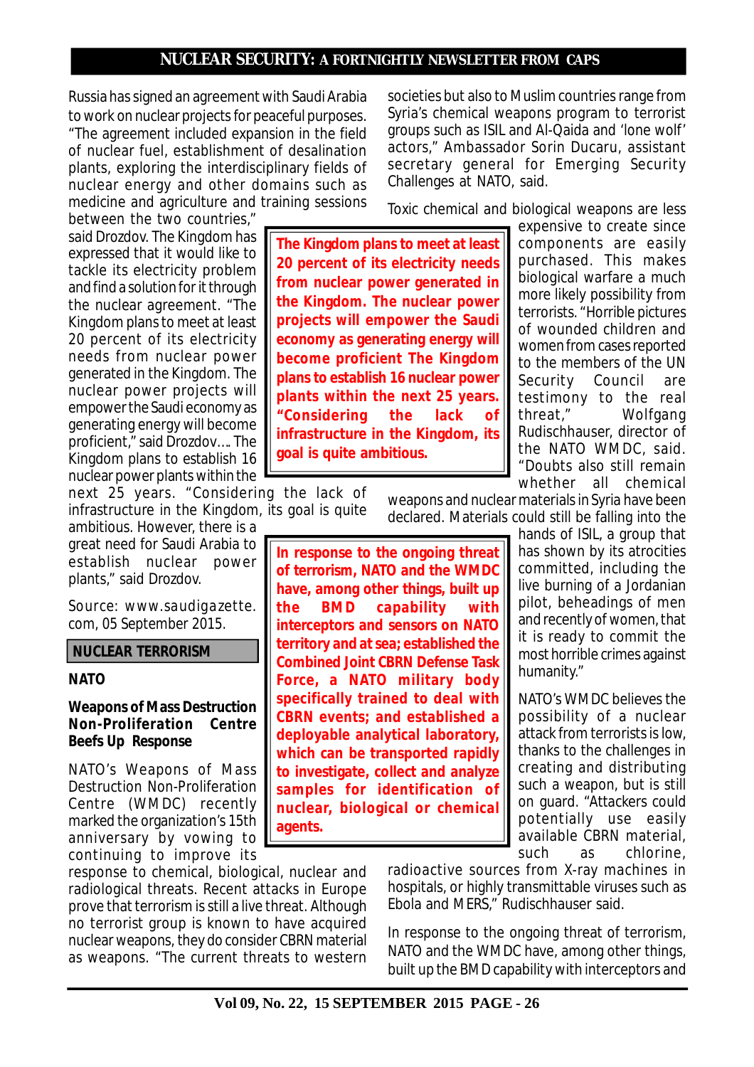Russia has signed an agreement with Saudi Arabia to work on nuclear projects for peaceful purposes. "The agreement included expansion in the field of nuclear fuel, establishment of desalination plants, exploring the interdisciplinary fields of nuclear energy and other domains such as medicine and agriculture and training sessions between the two countries," said Drozdov. The Kingdom has expressed that it would like to tackle its electricity problem and find a solution for it through the nuclear agreement. "The Kingdom plans to meet at least 20 percent of its electricity needs from nuclear power generated in the Kingdom. The nuclear power projects will empower the Saudi economy as generating energy will become proficient," said Drozdov.... The Kingdom plans to establish 16 nuclear power plants within the next 25 years. "Considering the lack of infrastructure in the Kingdom, its goal is quite ambitious. However, there is a great need for Saudi Arabia to establish nuclear power plants," said Drozdov.

> **The Kingdom plans to meet at least 20 percent of its electricity needs from nuclear power generated in the Kingdom. The nuclear power projects will empower the Saudi economy as generating energy will become proficient The Kingdom plans to establish 16 nuclear power plants within the next 25 years. "Considering the lack of infrastructure in the Kingdom, its goal is quite ambitious.**

Source: www.saudigazette.com, 05 September 2015.

## NUCLEAR TERRORISM

### NATO

### Weapons of Mass Destruction Non-Proliferation Centre Beefs Up Response

NATO's Weapons of Mass Destruction Non-Proliferation Centre (WMDC) recently marked the organization's 15th anniversary by vowing to continuing to improve its response to chemical, biological, nuclear and radiological threats. Recent attacks in Europe prove that terrorism is still a live threat. Although no terrorist group is known to have acquired nuclear weapons, they do consider CBRN material as weapons. "The current threats to western societies but also to Muslim countries range from Syria's chemical weapons program to terrorist groups such as ISIL and Al-Qaida and 'lone wolf' actors," Ambassador Sorin Ducaru, assistant secretary general for Emerging Security Challenges at NATO, said.

> **In response to the ongoing threat of terrorism, NATO and the WMDC have, among other things, built up the BMD capability with interceptors and sensors on NATO territory and at sea; established the Combined Joint CBRN Defense Task Force, a NATO military body specifically trained to deal with CBRN events; and established a deployable analytical laboratory, which can be transported rapidly to investigate, collect and analyze samples for identification of nuclear, biological or chemical agents.**

Toxic chemical and biological weapons are less expensive to create since components are easily purchased. This makes biological warfare a much more likely possibility from terrorists. "Horrible pictures of wounded children and women from cases reported to the members of the UN Security Council are testimony to the real threat," Wolfgang Rudischhauser, director of the NATO WMDC, said. "Doubts also still remain whether all chemical weapons and nuclear materials in Syria have been declared. Materials could still be falling into the hands of ISIL, a group that has shown by its atrocities committed, including the live burning of a Jordanian pilot, beheadings of men and recently of women, that it is ready to commit the most horrible crimes against humanity."

NATO's WMDC believes the possibility of a nuclear attack from terrorists is low, thanks to the challenges in creating and distributing such a weapon, but is still on guard. "Attackers could potentially use easily available CBRN material, such as chlorine, radioactive sources from X-ray machines in hospitals, or highly transmittable viruses such as Ebola and MERS," Rudischhauser said.

In response to the ongoing threat of terrorism, NATO and the WMDC have, among other things, built up the BMD capability with interceptors and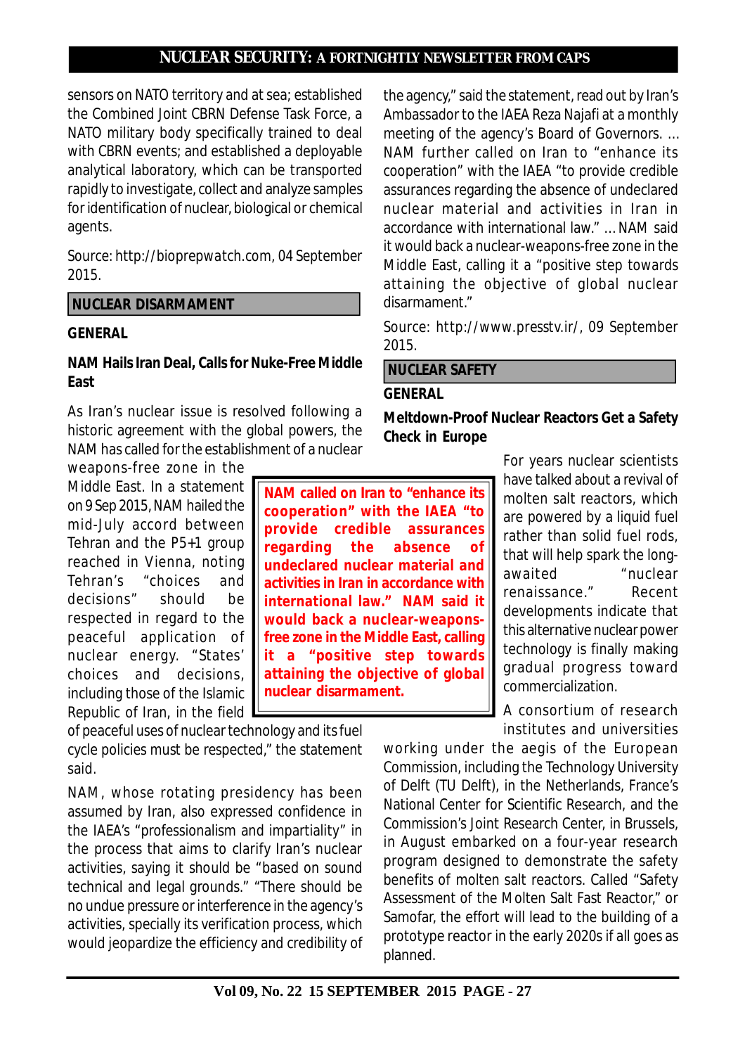sensors on NATO territory and at sea; established the Combined Joint CBRN Defense Task Force, a NATO military body specially trained to deal with CBRN events; and established a deployable analytical laboratory, which can be transported rapidly to investigate, collect and analyze samples for identification of nuclear, biological or chemical agents.

Source: http://bioprepwatch.com, 04 September 2015.

## NUCLEAR DISARMAMENT

### GENERAL

### NAM Hails Iran Deal, Calls for Nuke-Free Middle East

As Iran's nuclear issue is resolved following a historic agreement with the global powers, the NAM has called for the establishment of a nuclear weapons-free zone in the Middle East. In a statement on 9 Sep 2015, NAM hailed the mid-July accord between Tehran and the P5+1 group reached in Vienna, noting Tehran's "choices and decisions" should be respected in regard to the peaceful application of nuclear energy. "States' choices and decisions, including those of the Islamic Republic of Iran, in the field of peaceful uses of nuclear technology and its fuel cycle policies must be respected," the statement said.

**NAM called on Iran to "enhance its cooperation" with the IAEA "to provide credible assurances regarding the absence of undeclared nuclear material and activities in Iran in accordance with international law." NAM said it would back a nuclear-weapons-free zone in the Middle East, calling it a "positive step towards attaining the objective of global nuclear disarmament.**

NAM, whose rotating presidency has been assumed by Iran, also expressed confidence in the IAEA's "professionalism and impartiality" in the process that aims to clarify Iran's nuclear activities, saying it should be "based on sound technical and legal grounds." "There should be no undue pressure or interference in the agency's activities, specially its verification process, which would jeopardize the efficiency and credibility of the agency," said the statement, read out by Iran's Ambassador to the IAEA Reza Najafi at a monthly meeting of the agency's Board of Governors. ... NAM further called on Iran to "enhance its cooperation" with the IAEA "to provide credible assurances regarding the absence of undeclared nuclear material and activities in Iran in accordance with international law." ... NAM said it would back a nuclear-weapons-free zone in the Middle East, calling it a "positive step towards attaining the objective of global nuclear disarmament."

Source: http://www.presstv.ir/, 09 September 2015.

## NUCLEAR SAFETY

### GENERAL

### Meltdown-Proof Nuclear Reactors Get a Safety Check in Europe

For years nuclear scientists have talked about a revival of molten salt reactors, which are powered by a liquid fuel rather than solid fuel rods, that will help spark the long-awaited "nuclear renaissance." Recent developments indicate that this alternative nuclear power technology is finally making gradual progress toward commercialization.

A consortium of research institutes and universities working under the aegis of the European Commission, including the Technology University of Delft (TU Delft), in the Netherlands, France's National Center for Scientific Research, and the Commission's Joint Research Center, in Brussels, in August embarked on a four-year research program designed to demonstrate the safety benefits of molten salt reactors. Called "Safety Assessment of the Molten Salt Fast Reactor," or Samofar, the effort will lead to the building of a prototype reactor in the early 2020s if all goes as planned.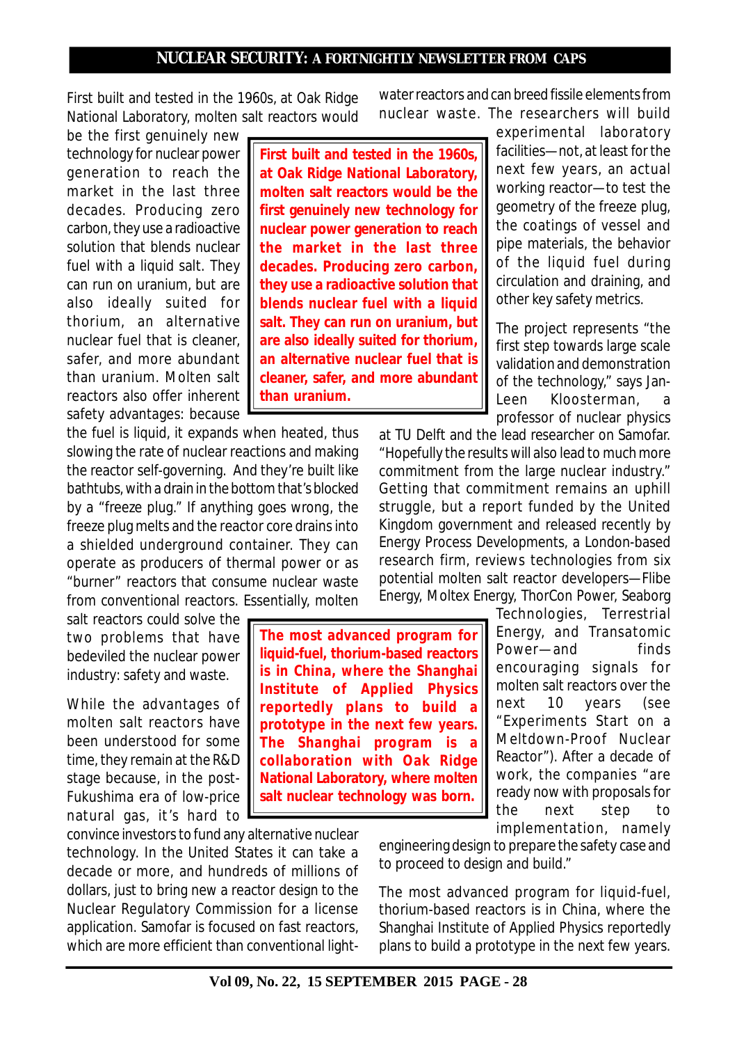First built and tested in the 1960s, at Oak Ridge National Laboratory, molten salt reactors would be the first genuinely new technology for nuclear power generation to reach the market in the last three decades. Producing zero carbon, they use a radioactive solution that blends nuclear fuel with a liquid salt. They can run on uranium, but are also ideally suited for thorium, an alternative nuclear fuel that is cleaner, safer, and more abundant than uranium. Molten salt reactors also offer inherent safety advantages: because the fuel is liquid, it expands when heated, thus slowing the rate of nuclear reactions and making the reactor self-governing. And they're built like bathtubs, with a drain in the bottom that's blocked by a "freeze plug." If anything goes wrong, the freeze plug melts and the reactor core drains into a shielded underground container. They can operate as producers of thermal power or as "burner" reactors that consume nuclear waste from conventional reactors. Essentially, molten salt reactors could solve the two problems that have bedeviled the nuclear power industry: safety and waste.

> **First built and tested in the 1960s, at Oak Ridge National Laboratory, molten salt reactors would be the first genuinely new technology for nuclear power generation to reach the market in the last three decades. Producing zero carbon, they use a radioactive solution that blends nuclear fuel with a liquid salt. They can run on uranium, but are also ideally suited for thorium, an alternative nuclear fuel that is cleaner, safer, and more abundant than uranium.**

While the advantages of molten salt reactors have been understood for some time, they remain at the R&D stage because, in the post-Fukushima era of low-price natural gas, it's hard to convince investors to fund any alternative nuclear technology. In the United States it can take a decade or more, and hundreds of millions of dollars, just to bring new a reactor design to the Nuclear Regulatory Commission for a license application. Samofar is focused on fast reactors, which are more efficient than conventional light-water reactors and can breed fissile elements from nuclear waste. The researchers will build experimental laboratory facilities—not, at least for the next few years, an actual working reactor—to test the geometry of the freeze plug, the coatings of vessel and pipe materials, the behavior of the liquid fuel during circulation and draining, and other key safety metrics.

> **The most advanced program for liquid-fuel, thorium-based reactors is in China, where the Shanghai Institute of Applied Physics reportedly plans to build a prototype in the next few years. The Shanghai program is a collaboration with Oak Ridge National Laboratory, where molten salt nuclear technology was born.**

The project represents "the first step towards large scale validation and demonstration of the technology," says Jan-Leen Kloosterman, a professor of nuclear physics at TU Delft and the lead researcher on Samofar. "Hopefully the results will also lead to much more commitment from the large nuclear industry." Getting that commitment remains an uphill struggle, but a report funded by the United Kingdom government and released recently by Energy Process Developments, a London-based research firm, reviews technologies from six potential molten salt reactor developers—Flibe Energy, Moltex Energy, ThorCon Power, Seaborg Technologies, Terrestrial Energy, and Transatomic Power—and finds encouraging signals for molten salt reactors over the next 10 years (see "Experiments Start on a Meltdown-Proof Nuclear Reactor"). After a decade of work, the companies "are ready now with proposals for the next step to implementation, namely engineering design to prepare the safety case and to proceed to design and build."

The most advanced program for liquid-fuel, thorium-based reactors is in China, where the Shanghai Institute of Applied Physics reportedly plans to build a prototype in the next few years.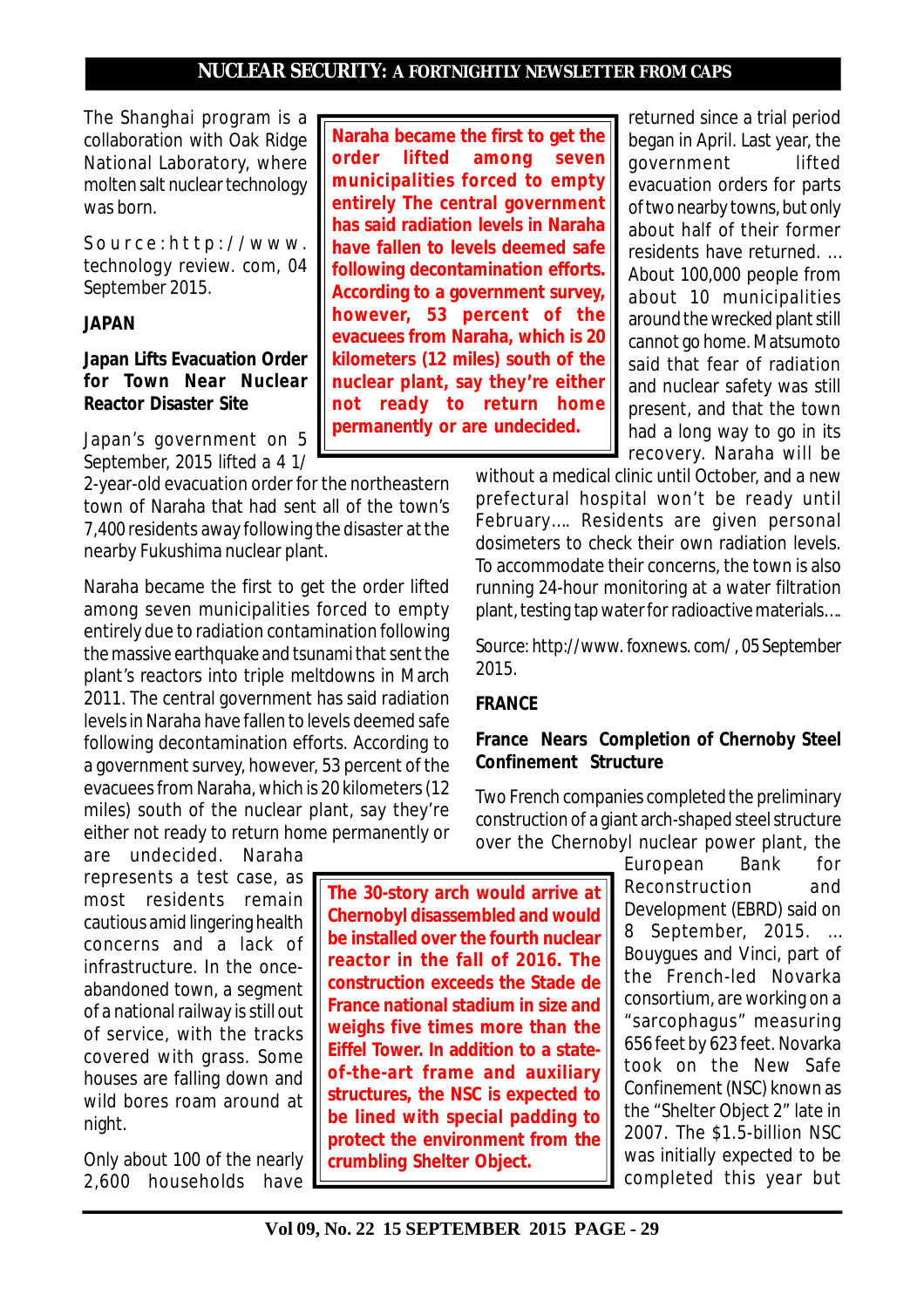The Shanghai program is a collaboration with Oak Ridge National Laboratory, where molten salt nuclear technology was born.

Source: http://www.technologyreview.com, 04 September 2015.

## JAPAN

### Japan Lifts Evacuation Order for Town Near Nuclear Reactor Disaster Site

Japan's government on 5 September, 2015 lifted a 4 1/2-year-old evacuation order for the northeastern town of Naraha that had sent all of the town's 7,400 residents away following the disaster at the nearby Fukushima nuclear plant.

Naraha became the first to get the order lifted among seven municipalities forced to empty entirely due to radiation contamination following the massive earthquake and tsunami that sent the plant's reactors into triple meltdowns in March 2011. The central government has said radiation levels in Naraha have fallen to levels deemed safe following decontamination efforts. According to a government survey, however, 53 percent of the evacuees from Naraha, which is 20 kilometers (12 miles) south of the nuclear plant, say they're either not ready to return home permanently or are undecided. Naraha represents a test case, as most residents remain cautious amid lingering health concerns and a lack of infrastructure. In the once-abandoned town, a segment of a national railway is still out of service, with the tracks covered with grass. Some houses are falling down and wild bores roam around at night.

> **Naraha became the first to get the order lifted among seven municipalities forced to empty entirely The central government has said radiation levels in Naraha have fallen to levels deemed safe following decontamination efforts. According to a government survey, however, 53 percent of the evacuees from Naraha, which is 20 kilometers (12 miles) south of the nuclear plant, say they're either not ready to return home permanently or are undecided.**

Only about 100 of the nearly 2,600 households have returned since a trial period began in April. Last year, the government lifted evacuation orders for parts of two nearby towns, but only about half of their former residents have returned. … About 100,000 people from about 10 municipalities around the wrecked plant still cannot go home. Matsumoto said that fear of radiation and nuclear safety was still present, and that the town had a long way to go in its recovery. Naraha will be without a medical clinic until October, and a new prefectural hospital won't be ready until February…. Residents are given personal dosimeters to check their own radiation levels. To accommodate their concerns, the town is also running 24-hour monitoring at a water filtration plant, testing tap water for radioactive materials….

Source: http://www.foxnews.com/, 05 September 2015.

## FRANCE

### France Nears Completion of Chernoby Steel Confinement Structure

Two French companies completed the preliminary construction of a giant arch-shaped steel structure over the Chernobyl nuclear power plant, the European Bank for Reconstruction and Development (EBRD) said on 8 September, 2015. … Bouygues and Vinci, part of the French-led Novarka consortium, are working on a "sarcophagus" measuring 656 feet by 623 feet. Novarka took on the New Safe Confinement (NSC) known as the "Shelter Object 2" late in 2007. The $1.5-billion NSC was initially expected to be completed this year but

> **The 30-story arch would arrive at Chernobyl disassembled and would be installed over the fourth nuclear reactor in the fall of 2016. The construction exceeds the Stade de France national stadium in size and weighs five times more than the Eiffel Tower. In addition to a state-of-the-art frame and auxiliary structures, the NSC is expected to be lined with special padding to protect the environment from the crumbling Shelter Object.**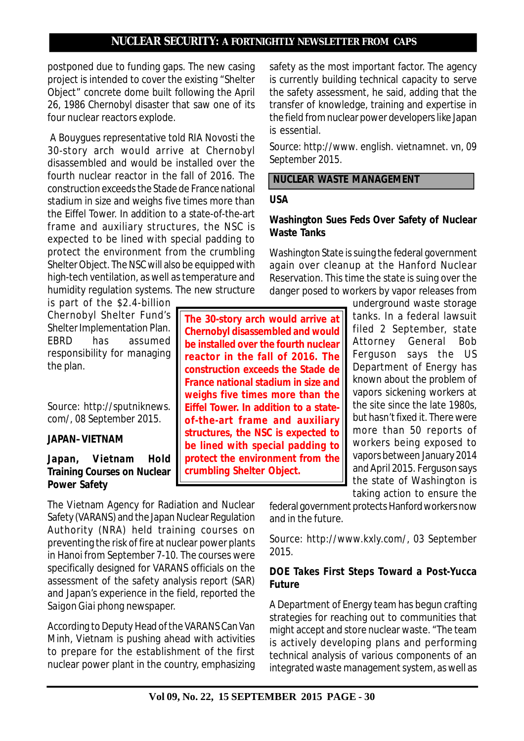postponed due to funding gaps. The new casing project is intended to cover the existing "Shelter Object" concrete dome built following the April 26, 1986 Chernobyl disaster that saw one of its four nuclear reactors explode.

A Bouygues representative told RIA Novosti the 30-story arch would arrive at Chernobyl disassembled and would be installed over the fourth nuclear reactor in the fall of 2016. The construction exceeds the Stade de France national stadium in size and weighs five times more than the Eiffel Tower. In addition to a state-of-the-art frame and auxiliary structures, the NSC is expected to be lined with special padding to protect the environment from the crumbling Shelter Object. The NSC will also be equipped with high-tech ventilation, as well as temperature and humidity regulation systems. The new structure is part of the $2.4-billion Chernobyl Shelter Fund's Shelter Implementation Plan. EBRD has assumed responsibility for managing the plan.

> **The 30-story arch would arrive at Chernobyl disassembled and would be installed over the fourth nuclear reactor in the fall of 2016. The construction exceeds the Stade de France national stadium in size and weighs five times more than the Eiffel Tower. In addition to a state-of-the-art frame and auxiliary structures, the NSC is expected to be lined with special padding to protect the environment from the crumbling Shelter Object.**

Source: http://sputniknews.com/, 08 September 2015.

### JAPAN–VIETNAM

#### *Japan, Vietnam* Hold Training Courses on Nuclear Power Safety

The Vietnam Agency for Radiation and Nuclear Safety (VARANS) and the Japan Nuclear Regulation Authority (NRA) held training courses on preventing the risk of fire at nuclear power plants in Hanoi from September 7-10. The courses were specifically designed for VARANS officials on the assessment of the safety analysis report (SAR) and Japan's experience in the field, reported the Saigon Giai phong newspaper.

According to Deputy Head of the VARANS Can Van Minh, Vietnam is pushing ahead with activities to prepare for the establishment of the first nuclear power plant in the country, emphasizing safety as the most important factor. The agency is currently building technical capacity to serve the safety assessment, he said, adding that the transfer of knowledge, training and expertise in the field from nuclear power developers like Japan is essential.

Source: http://www. english. vietnamnet. vn, 09 September 2015.

## NUCLEAR WASTE MANAGEMENT

### USA

#### Washington Sues Feds Over Safety of Nuclear Waste Tanks

Washington State is suing the federal government again over cleanup at the Hanford Nuclear Reservation. This time the state is suing over the danger posed to workers by vapor releases from underground waste storage tanks. In a federal lawsuit filed 2 September, state Attorney General Bob Ferguson says the US Department of Energy has known about the problem of vapors sickening workers at the site since the late 1980s, but hasn't fixed it. There were more than 50 reports of workers being exposed to vapors between January 2014 and April 2015. Ferguson says the state of Washington is taking action to ensure the federal government protects Hanford workers now and in the future.

Source: http://www.kxly.com/, 03 September 2015.

#### DOE Takes First Steps Toward a Post-Yucca Future

A Department of Energy team has begun crafting strategies for reaching out to communities that might accept and store nuclear waste. "The team is actively developing plans and performing technical analysis of various components of an integrated waste management system, as well as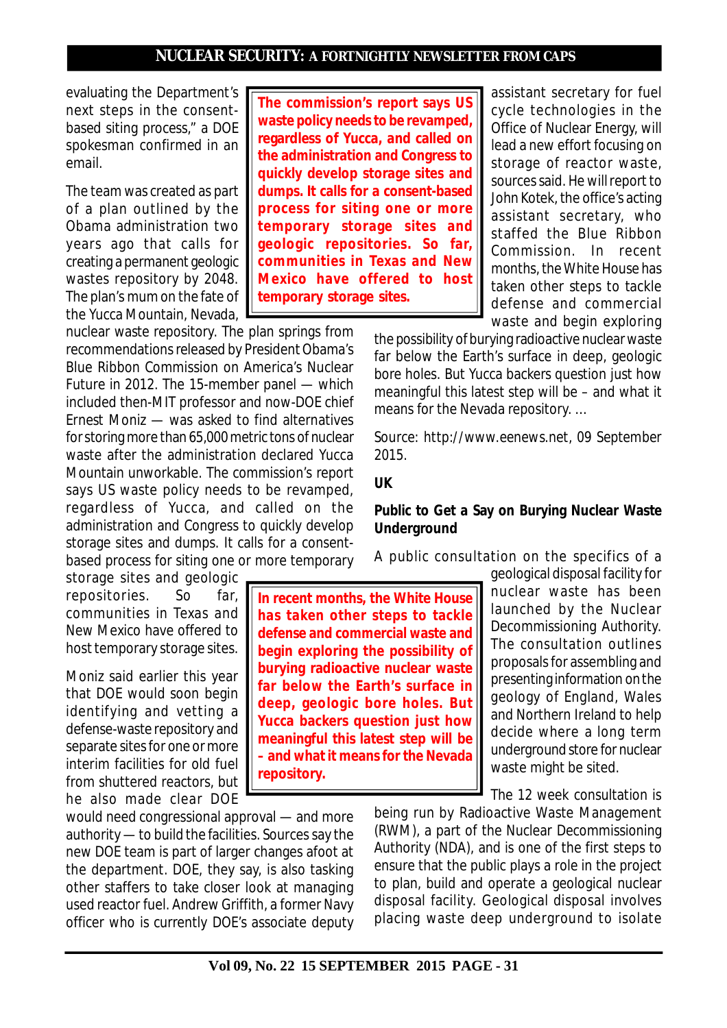evaluating the Department's next steps in the consent-based siting process," a DOE spokesman confirmed in an email.

The team was created as part of a plan outlined by the Obama administration two years ago that calls for creating a permanent geologic wastes repository by 2048. The plan's mum on the fate of the Yucca Mountain, Nevada, nuclear waste repository. The plan springs from recommendations released by President Obama's Blue Ribbon Commission on America's Nuclear Future in 2012. The 15-member panel — which included then-MIT professor and now-DOE chief Ernest Moniz — was asked to find alternatives for storing more than 65,000 metric tons of nuclear waste after the administration declared Yucca Mountain unworkable. The commission's report says US waste policy needs to be revamped, regardless of Yucca, and called on the administration and Congress to quickly develop storage sites and dumps. It calls for a consent-based process for siting one or more temporary storage sites and geologic repositories. So far, communities in Texas and New Mexico have offered to host temporary storage sites.

> **The commission's report says US waste policy needs to be revamped, regardless of Yucca, and called on the administration and Congress to quickly develop storage sites and dumps. It calls for a consent-based process for siting one or more temporary storage sites and geologic repositories. So far, communities in Texas and New Mexico have offered to host temporary storage sites.**

Moniz said earlier this year that DOE would soon begin identifying and vetting a defense-waste repository and separate sites for one or more interim facilities for old fuel from shuttered reactors, but he also made clear DOE would need congressional approval — and more authority — to build the facilities. Sources say the new DOE team is part of larger changes afoot at the department. DOE, they say, is also tasking other staffers to take closer look at managing used reactor fuel. Andrew Griffith, a former Navy officer who is currently DOE's associate deputy assistant secretary for fuel cycle technologies in the Office of Nuclear Energy, will lead a new effort focusing on storage of reactor waste, sources said. He will report to John Kotek, the office's acting assistant secretary, who staffed the Blue Ribbon Commission. In recent months, the White House has taken other steps to tackle defense and commercial waste and begin exploring the possibility of burying radioactive nuclear waste far below the Earth's surface in deep, geologic bore holes. But Yucca backers question just how meaningful this latest step will be – and what it means for the Nevada repository. …

> **In recent months, the White House has taken other steps to tackle defense and commercial waste and begin exploring the possibility of burying radioactive nuclear waste far below the Earth's surface in deep, geologic bore holes. But Yucca backers question just how meaningful this latest step will be – and what it means for the Nevada repository.**

Source: http://www.eenews.net, 09 September 2015.

**UK**

**Public to Get a Say on Burying Nuclear Waste Underground**

A public consultation on the specifics of a geological disposal facility for nuclear waste has been launched by the Nuclear Decommissioning Authority. The consultation outlines proposals for assembling and presenting information on the geology of England, Wales and Northern Ireland to help decide where a long term underground store for nuclear waste might be sited.

The 12 week consultation is being run by Radioactive Waste Management (RWM), a part of the Nuclear Decommissioning Authority (NDA), and is one of the first steps to ensure that the public plays a role in the project to plan, build and operate a geological nuclear disposal facility. Geological disposal involves placing waste deep underground to isolate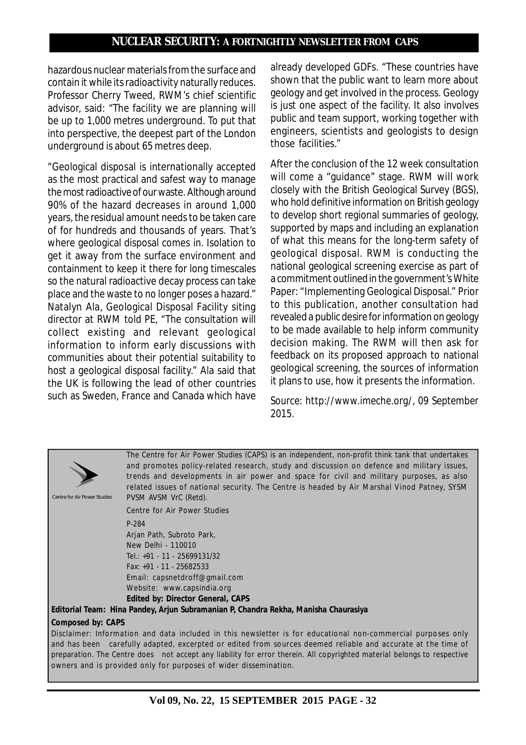hazardous nuclear materials from the surface and contain it while its radioactivity naturally reduces. Professor Cherry Tweed, RWM's chief scientific advisor, said: "The facility we are planning will be up to 1,000 metres underground. To put that into perspective, the deepest part of the London underground is about 65 metres deep.

"Geological disposal is internationally accepted as the most practical and safest way to manage the most radioactive of our waste. Although around 90% of the hazard decreases in around 1,000 years, the residual amount needs to be taken care of for hundreds and thousands of years. That's where geological disposal comes in. Isolation to get it away from the surface environment and containment to keep it there for long timescales so the natural radioactive decay process can take place and the waste to no longer poses a hazard." Natalyn Ala, Geological Disposal Facility siting director at RWM told PE, "The consultation will collect existing and relevant geological information to inform early discussions with communities about their potential suitability to host a geological disposal facility." Ala said that the UK is following the lead of other countries such as Sweden, France and Canada which have already developed GDFs. "These countries have shown that the public want to learn more about geology and get involved in the process. Geology is just one aspect of the facility. It also involves public and team support, working together with engineers, scientists and geologists to design those facilities."

After the conclusion of the 12 week consultation will come a "guidance" stage. RWM will work closely with the British Geological Survey (BGS), who hold definitive information on British geology to develop short regional summaries of geology, supported by maps and including an explanation of what this means for the long-term safety of geological disposal. RWM is conducting the national geological screening exercise as part of a commitment outlined in the government's White Paper: "Implementing Geological Disposal." Prior to this publication, another consultation had revealed a public desire for information on geology to be made available to help inform community decision making. The RWM will then ask for feedback on its proposed approach to national geological screening, the sources of information it plans to use, how it presents the information.

Source: http://www.imeche.org/, 09 September 2015.

Centre for Air Power Studies

The Centre for Air Power Studies (CAPS) is an independent, non-profit think tank that undertakes and promotes policy-related research, study and discussion on defence and military issues, trends and developments in air power and space for civil and military purposes, as also related issues of national security. The Centre is headed by Air Marshal Vinod Patney, SYSM PVSM AVSM VrC (Retd).

Centre for Air Power Studies

P-284
Arjan Path, Subroto Park,
New Delhi - 110010
Tel.: +91 - 11 - 25699131/32
Fax: +91 - 11 - 25682533
Email: capsnetdroff@gmail.com
Website: www.capsindia.org

**Edited by: Director General, CAPS**

**Editorial Team: Hina Pandey, Arjun Subramanian P, Chandra Rekha, Manisha Chaurasiya**

**Composed by: CAPS**

Disclaimer: Information and data included in this newsletter is for educational non-commercial purposes only and has been carefully adapted, excerpted or edited from sources deemed reliable and accurate at the time of preparation. The Centre does not accept any liability for error therein. All copyrighted material belongs to respective owners and is provided only for purposes of wider dissemination.